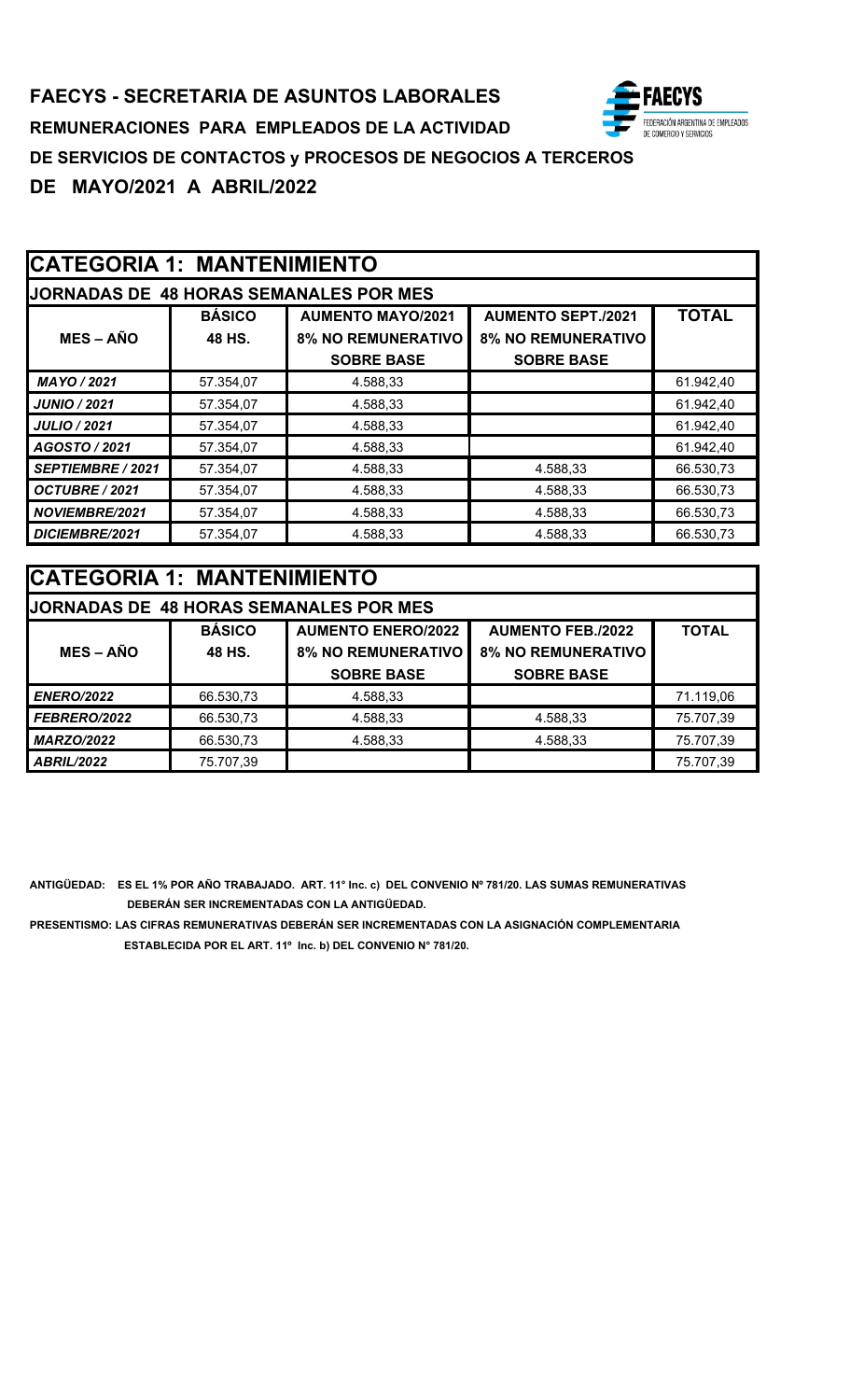**FAECYS - SECRETARIA DE ASUNTOS LABORALES**

**REMUNERACIONES PARA EMPLEADOS DE LA ACTIVIDAD**

**DE SERVICIOS DE CONTACTOS y PROCESOS DE NEGOCIOS A TERCEROS**

**DE MAYO/2021 A ABRIL/2022**

## CATEGORIA 1: MANTENIMIENTO

**JORNADAS DE 48 HORAS SEMANALES POR MES**

| MES – AÑO | BÁSICO 48 HS. | AUMENTO MAYO/2021 8% NO REMUNERATIVO SOBRE BASE | AUMENTO SEPT./2021 8% NO REMUNERATIVO SOBRE BASE | TOTAL |
|---|---|---|---|---|
| *MAYO / 2021* | 57.354,07 | 4.588,33 | | 61.942,40 |
| *JUNIO / 2021* | 57.354,07 | 4.588,33 | | 61.942,40 |
| *JULIO / 2021* | 57.354,07 | 4.588,33 | | 61.942,40 |
| *AGOSTO / 2021* | 57.354,07 | 4.588,33 | | 61.942,40 |
| *SEPTIEMBRE / 2021* | 57.354,07 | 4.588,33 | 4.588,33 | 66.530,73 |
| *OCTUBRE / 2021* | 57.354,07 | 4.588,33 | 4.588,33 | 66.530,73 |
| *NOVIEMBRE/2021* | 57.354,07 | 4.588,33 | 4.588,33 | 66.530,73 |
| *DICIEMBRE/2021* | 57.354,07 | 4.588,33 | 4.588,33 | 66.530,73 |

## CATEGORIA 1: MANTENIMIENTO

**JORNADAS DE 48 HORAS SEMANALES POR MES**

| MES – AÑO | BÁSICO 48 HS. | AUMENTO ENERO/2022 8% NO REMUNERATIVO SOBRE BASE | AUMENTO FEB./2022 8% NO REMUNERATIVO SOBRE BASE | TOTAL |
|---|---|---|---|---|
| *ENERO/2022* | 66.530,73 | 4.588,33 | | 71.119,06 |
| *FEBRERO/2022* | 66.530,73 | 4.588,33 | 4.588,33 | 75.707,39 |
| *MARZO/2022* | 66.530,73 | 4.588,33 | 4.588,33 | 75.707,39 |
| *ABRIL/2022* | 75.707,39 | | | 75.707,39 |

**ANTIGÜEDAD: ES EL 1% POR AÑO TRABAJADO. ART. 11° Inc. c) DEL CONVENIO Nº 781/20. LAS SUMAS REMUNERATIVAS DEBERÁN SER INCREMENTADAS CON LA ANTIGÜEDAD.**

**PRESENTISMO: LAS CIFRAS REMUNERATIVAS DEBERÁN SER INCREMENTADAS CON LA ASIGNACIÓN COMPLEMENTARIA ESTABLECIDA POR EL ART. 11º Inc. b) DEL CONVENIO N° 781/20.**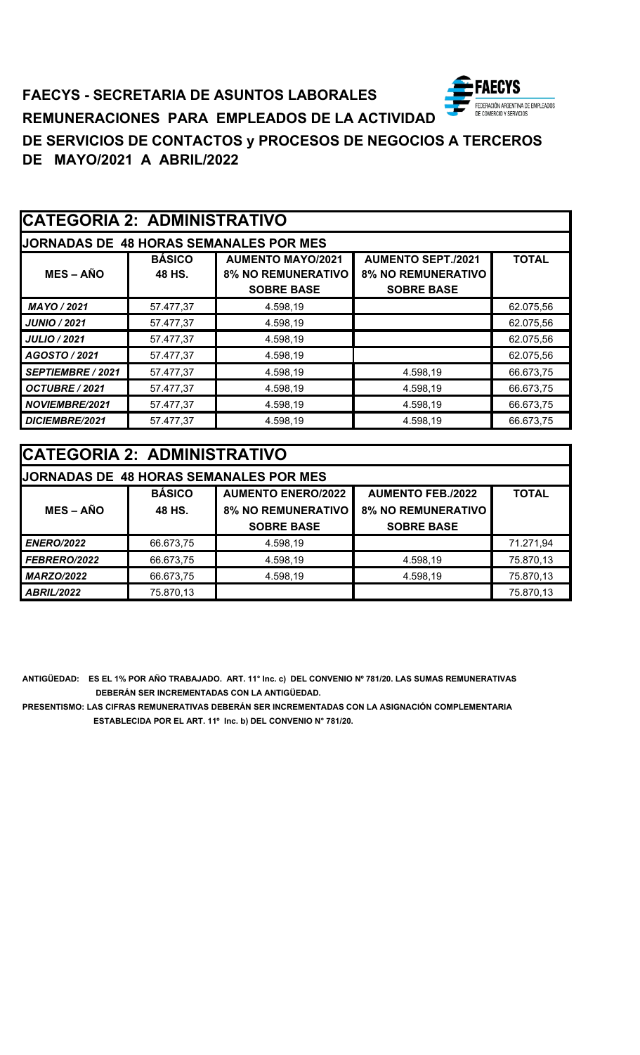**FAECYS - SECRETARIA DE ASUNTOS LABORALES**

**REMUNERACIONES PARA EMPLEADOS DE LA ACTIVIDAD DE SERVICIOS DE CONTACTOS y PROCESOS DE NEGOCIOS A TERCEROS DE MAYO/2021 A ABRIL/2022**

## CATEGORIA 2: ADMINISTRATIVO

**JORNADAS DE 48 HORAS SEMANALES POR MES**

| MES – AÑO | BÁSICO 48 HS. | AUMENTO MAYO/2021 8% NO REMUNERATIVO SOBRE BASE | AUMENTO SEPT./2021 8% NO REMUNERATIVO SOBRE BASE | TOTAL |
|---|---|---|---|---|
| *MAYO / 2021* | 57.477,37 | 4.598,19 | | 62.075,56 |
| *JUNIO / 2021* | 57.477,37 | 4.598,19 | | 62.075,56 |
| *JULIO / 2021* | 57.477,37 | 4.598,19 | | 62.075,56 |
| *AGOSTO / 2021* | 57.477,37 | 4.598,19 | | 62.075,56 |
| *SEPTIEMBRE / 2021* | 57.477,37 | 4.598,19 | 4.598,19 | 66.673,75 |
| *OCTUBRE / 2021* | 57.477,37 | 4.598,19 | 4.598,19 | 66.673,75 |
| *NOVIEMBRE/2021* | 57.477,37 | 4.598,19 | 4.598,19 | 66.673,75 |
| *DICIEMBRE/2021* | 57.477,37 | 4.598,19 | 4.598,19 | 66.673,75 |

## CATEGORIA 2: ADMINISTRATIVO

**JORNADAS DE 48 HORAS SEMANALES POR MES**

| MES – AÑO | BÁSICO 48 HS. | AUMENTO ENERO/2022 8% NO REMUNERATIVO SOBRE BASE | AUMENTO FEB./2022 8% NO REMUNERATIVO SOBRE BASE | TOTAL |
|---|---|---|---|---|
| *ENERO/2022* | 66.673,75 | 4.598,19 | | 71.271,94 |
| *FEBRERO/2022* | 66.673,75 | 4.598,19 | 4.598,19 | 75.870,13 |
| *MARZO/2022* | 66.673,75 | 4.598,19 | 4.598,19 | 75.870,13 |
| *ABRIL/2022* | 75.870,13 | | | 75.870,13 |

**ANTIGÜEDAD: ES EL 1% POR AÑO TRABAJADO. ART. 11° Inc. c) DEL CONVENIO Nº 781/20. LAS SUMAS REMUNERATIVAS DEBERÁN SER INCREMENTADAS CON LA ANTIGÜEDAD.**

**PRESENTISMO: LAS CIFRAS REMUNERATIVAS DEBERÁN SER INCREMENTADAS CON LA ASIGNACIÓN COMPLEMENTARIA ESTABLECIDA POR EL ART. 11º Inc. b) DEL CONVENIO N° 781/20.**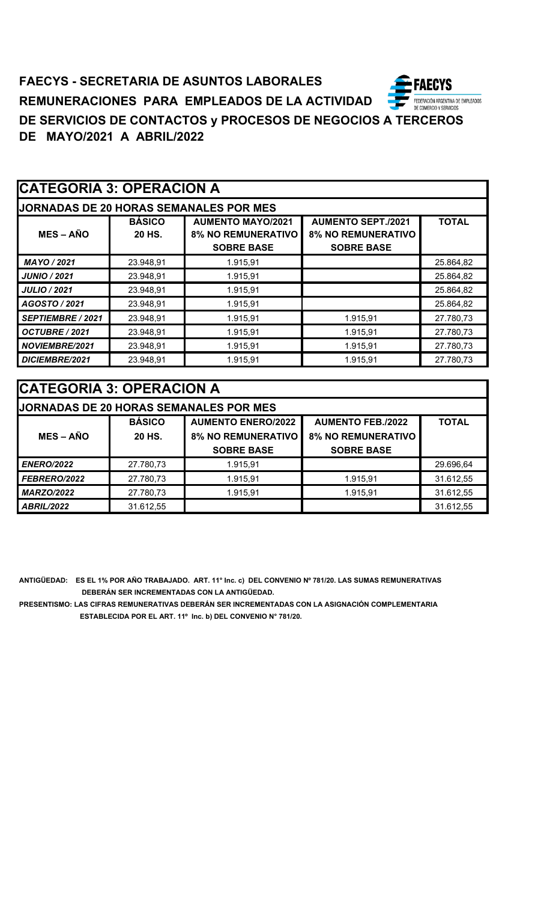**FAECYS - SECRETARIA DE ASUNTOS LABORALES**

**REMUNERACIONES PARA EMPLEADOS DE LA ACTIVIDAD**

**DE SERVICIOS DE CONTACTOS y PROCESOS DE NEGOCIOS A TERCEROS**

**DE MAYO/2021 A ABRIL/2022**

## CATEGORIA 3: OPERACION A

**JORNADAS DE 20 HORAS SEMANALES POR MES**

| MES – AÑO | BÁSICO 20 HS. | AUMENTO MAYO/2021 8% NO REMUNERATIVO SOBRE BASE | AUMENTO SEPT./2021 8% NO REMUNERATIVO SOBRE BASE | TOTAL |
|---|---|---|---|---|
| *MAYO / 2021* | 23.948,91 | 1.915,91 | | 25.864,82 |
| *JUNIO / 2021* | 23.948,91 | 1.915,91 | | 25.864,82 |
| *JULIO / 2021* | 23.948,91 | 1.915,91 | | 25.864,82 |
| *AGOSTO / 2021* | 23.948,91 | 1.915,91 | | 25.864,82 |
| *SEPTIEMBRE / 2021* | 23.948,91 | 1.915,91 | 1.915,91 | 27.780,73 |
| *OCTUBRE / 2021* | 23.948,91 | 1.915,91 | 1.915,91 | 27.780,73 |
| *NOVIEMBRE/2021* | 23.948,91 | 1.915,91 | 1.915,91 | 27.780,73 |
| *DICIEMBRE/2021* | 23.948,91 | 1.915,91 | 1.915,91 | 27.780,73 |

## CATEGORIA 3: OPERACION A

**JORNADAS DE 20 HORAS SEMANALES POR MES**

| MES – AÑO | BÁSICO 20 HS. | AUMENTO ENERO/2022 8% NO REMUNERATIVO SOBRE BASE | AUMENTO FEB./2022 8% NO REMUNERATIVO SOBRE BASE | TOTAL |
|---|---|---|---|---|
| *ENERO/2022* | 27.780,73 | 1.915,91 | | 29.696,64 |
| *FEBRERO/2022* | 27.780,73 | 1.915,91 | 1.915,91 | 31.612,55 |
| *MARZO/2022* | 27.780,73 | 1.915,91 | 1.915,91 | 31.612,55 |
| *ABRIL/2022* | 31.612,55 | | | 31.612,55 |

**ANTIGÜEDAD: ES EL 1% POR AÑO TRABAJADO. ART. 11° Inc. c) DEL CONVENIO Nº 781/20. LAS SUMAS REMUNERATIVAS DEBERÁN SER INCREMENTADAS CON LA ANTIGÜEDAD.**

**PRESENTISMO: LAS CIFRAS REMUNERATIVAS DEBERÁN SER INCREMENTADAS CON LA ASIGNACIÓN COMPLEMENTARIA ESTABLECIDA POR EL ART. 11º Inc. b) DEL CONVENIO N° 781/20.**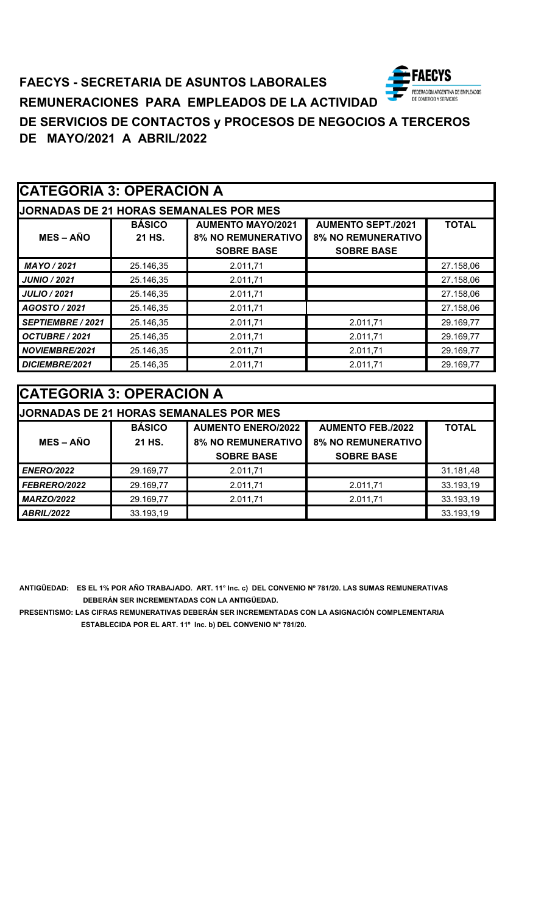**FAECYS - SECRETARIA DE ASUNTOS LABORALES**

**REMUNERACIONES PARA EMPLEADOS DE LA ACTIVIDAD**

**DE SERVICIOS DE CONTACTOS y PROCESOS DE NEGOCIOS A TERCEROS**

**DE MAYO/2021 A ABRIL/2022**

## CATEGORIA 3: OPERACION A

**JORNADAS DE 21 HORAS SEMANALES POR MES**

| MES – AÑO | BÁSICO 21 HS. | AUMENTO MAYO/2021 8% NO REMUNERATIVO SOBRE BASE | AUMENTO SEPT./2021 8% NO REMUNERATIVO SOBRE BASE | TOTAL |
|---|---|---|---|---|
| *MAYO / 2021* | 25.146,35 | 2.011,71 | | 27.158,06 |
| *JUNIO / 2021* | 25.146,35 | 2.011,71 | | 27.158,06 |
| *JULIO / 2021* | 25.146,35 | 2.011,71 | | 27.158,06 |
| *AGOSTO / 2021* | 25.146,35 | 2.011,71 | | 27.158,06 |
| *SEPTIEMBRE / 2021* | 25.146,35 | 2.011,71 | 2.011,71 | 29.169,77 |
| *OCTUBRE / 2021* | 25.146,35 | 2.011,71 | 2.011,71 | 29.169,77 |
| *NOVIEMBRE/2021* | 25.146,35 | 2.011,71 | 2.011,71 | 29.169,77 |
| *DICIEMBRE/2021* | 25.146,35 | 2.011,71 | 2.011,71 | 29.169,77 |

## CATEGORIA 3: OPERACION A

**JORNADAS DE 21 HORAS SEMANALES POR MES**

| MES – AÑO | BÁSICO 21 HS. | AUMENTO ENERO/2022 8% NO REMUNERATIVO SOBRE BASE | AUMENTO FEB./2022 8% NO REMUNERATIVO SOBRE BASE | TOTAL |
|---|---|---|---|---|
| *ENERO/2022* | 29.169,77 | 2.011,71 | | 31.181,48 |
| *FEBRERO/2022* | 29.169,77 | 2.011,71 | 2.011,71 | 33.193,19 |
| *MARZO/2022* | 29.169,77 | 2.011,71 | 2.011,71 | 33.193,19 |
| *ABRIL/2022* | 33.193,19 | | | 33.193,19 |

**ANTIGÜEDAD: ES EL 1% POR AÑO TRABAJADO. ART. 11° Inc. c) DEL CONVENIO Nº 781/20. LAS SUMAS REMUNERATIVAS DEBERÁN SER INCREMENTADAS CON LA ANTIGÜEDAD.**

**PRESENTISMO: LAS CIFRAS REMUNERATIVAS DEBERÁN SER INCREMENTADAS CON LA ASIGNACIÓN COMPLEMENTARIA ESTABLECIDA POR EL ART. 11º Inc. b) DEL CONVENIO N° 781/20.**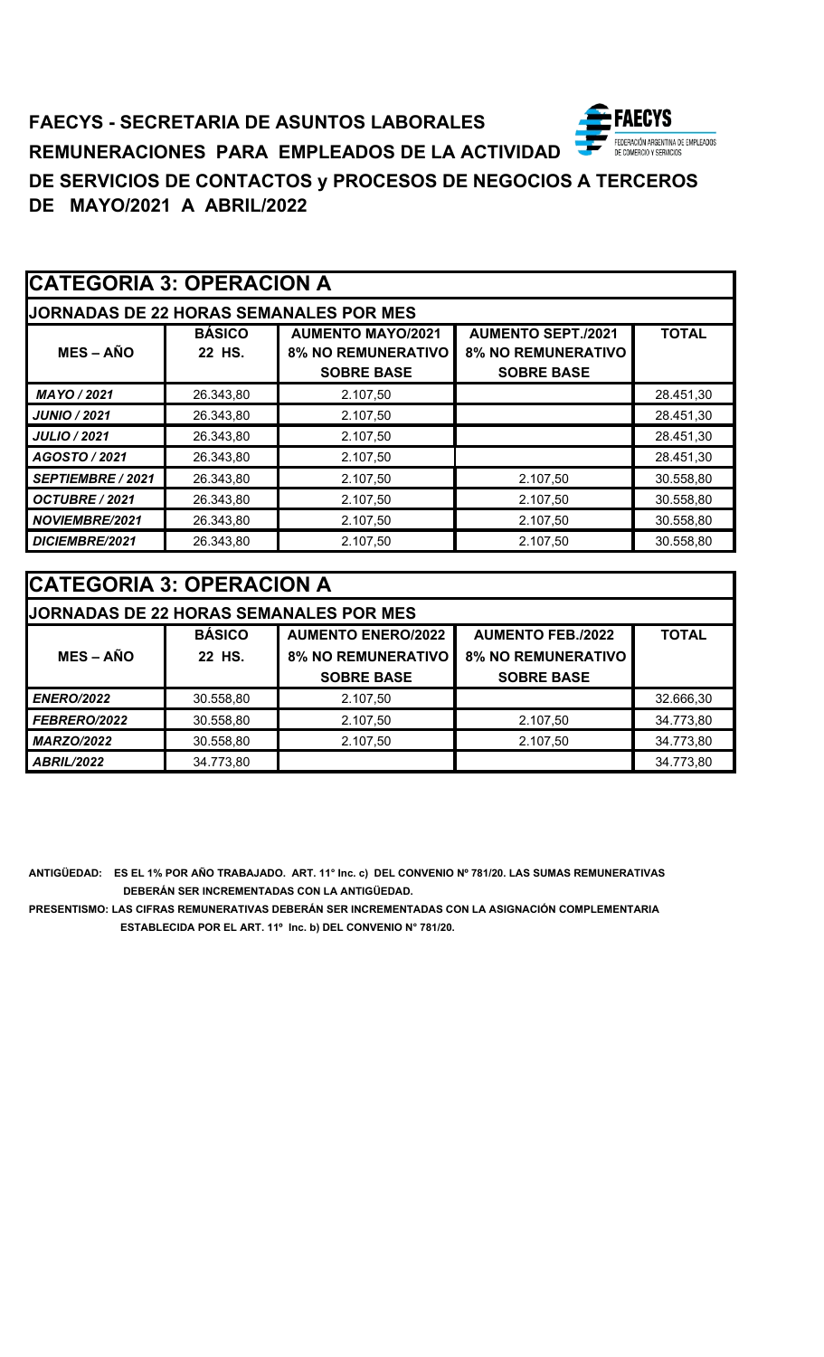# FAECYS - SECRETARIA DE ASUNTOS LABORALES

## REMUNERACIONES PARA EMPLEADOS DE LA ACTIVIDAD DE SERVICIOS DE CONTACTOS y PROCESOS DE NEGOCIOS A TERCEROS DE MAYO/2021 A ABRIL/2022

### CATEGORIA 3: OPERACION A

**JORNADAS DE 22 HORAS SEMANALES POR MES**

| MES – AÑO | BÁSICO 22 HS. | AUMENTO MAYO/2021 8% NO REMUNERATIVO SOBRE BASE | AUMENTO SEPT./2021 8% NO REMUNERATIVO SOBRE BASE | TOTAL |
|---|---|---|---|---|
| *MAYO / 2021* | 26.343,80 | 2.107,50 | | 28.451,30 |
| *JUNIO / 2021* | 26.343,80 | 2.107,50 | | 28.451,30 |
| *JULIO / 2021* | 26.343,80 | 2.107,50 | | 28.451,30 |
| *AGOSTO / 2021* | 26.343,80 | 2.107,50 | | 28.451,30 |
| *SEPTIEMBRE / 2021* | 26.343,80 | 2.107,50 | 2.107,50 | 30.558,80 |
| *OCTUBRE / 2021* | 26.343,80 | 2.107,50 | 2.107,50 | 30.558,80 |
| *NOVIEMBRE/2021* | 26.343,80 | 2.107,50 | 2.107,50 | 30.558,80 |
| *DICIEMBRE/2021* | 26.343,80 | 2.107,50 | 2.107,50 | 30.558,80 |

### CATEGORIA 3: OPERACION A

**JORNADAS DE 22 HORAS SEMANALES POR MES**

| MES – AÑO | BÁSICO 22 HS. | AUMENTO ENERO/2022 8% NO REMUNERATIVO SOBRE BASE | AUMENTO FEB./2022 8% NO REMUNERATIVO SOBRE BASE | TOTAL |
|---|---|---|---|---|
| *ENERO/2022* | 30.558,80 | 2.107,50 | | 32.666,30 |
| *FEBRERO/2022* | 30.558,80 | 2.107,50 | 2.107,50 | 34.773,80 |
| *MARZO/2022* | 30.558,80 | 2.107,50 | 2.107,50 | 34.773,80 |
| *ABRIL/2022* | 34.773,80 | | | 34.773,80 |

**ANTIGÜEDAD: ES EL 1% POR AÑO TRABAJADO. ART. 11° Inc. c) DEL CONVENIO Nº 781/20. LAS SUMAS REMUNERATIVAS DEBERÁN SER INCREMENTADAS CON LA ANTIGÜEDAD.**

**PRESENTISMO: LAS CIFRAS REMUNERATIVAS DEBERÁN SER INCREMENTADAS CON LA ASIGNACIÓN COMPLEMENTARIA ESTABLECIDA POR EL ART. 11º Inc. b) DEL CONVENIO N° 781/20.**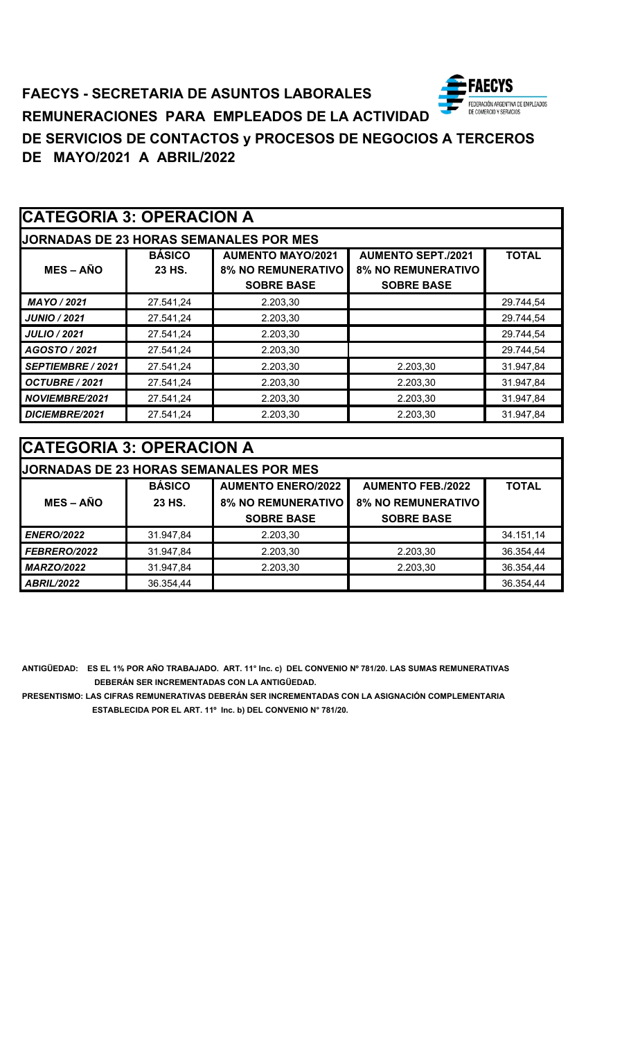**FAECYS - SECRETARIA DE ASUNTOS LABORALES**

**REMUNERACIONES PARA EMPLEADOS DE LA ACTIVIDAD**

**DE SERVICIOS DE CONTACTOS y PROCESOS DE NEGOCIOS A TERCEROS**

**DE MAYO/2021 A ABRIL/2022**

## CATEGORIA 3: OPERACION A

**JORNADAS DE 23 HORAS SEMANALES POR MES**

| MES – AÑO | BÁSICO 23 HS. | AUMENTO MAYO/2021 8% NO REMUNERATIVO SOBRE BASE | AUMENTO SEPT./2021 8% NO REMUNERATIVO SOBRE BASE | TOTAL |
|---|---|---|---|---|
| *MAYO / 2021* | 27.541,24 | 2.203,30 | | 29.744,54 |
| *JUNIO / 2021* | 27.541,24 | 2.203,30 | | 29.744,54 |
| *JULIO / 2021* | 27.541,24 | 2.203,30 | | 29.744,54 |
| *AGOSTO / 2021* | 27.541,24 | 2.203,30 | | 29.744,54 |
| *SEPTIEMBRE / 2021* | 27.541,24 | 2.203,30 | 2.203,30 | 31.947,84 |
| *OCTUBRE / 2021* | 27.541,24 | 2.203,30 | 2.203,30 | 31.947,84 |
| *NOVIEMBRE/2021* | 27.541,24 | 2.203,30 | 2.203,30 | 31.947,84 |
| *DICIEMBRE/2021* | 27.541,24 | 2.203,30 | 2.203,30 | 31.947,84 |

## CATEGORIA 3: OPERACION A

**JORNADAS DE 23 HORAS SEMANALES POR MES**

| MES – AÑO | BÁSICO 23 HS. | AUMENTO ENERO/2022 8% NO REMUNERATIVO SOBRE BASE | AUMENTO FEB./2022 8% NO REMUNERATIVO SOBRE BASE | TOTAL |
|---|---|---|---|---|
| *ENERO/2022* | 31.947,84 | 2.203,30 | | 34.151,14 |
| *FEBRERO/2022* | 31.947,84 | 2.203,30 | 2.203,30 | 36.354,44 |
| *MARZO/2022* | 31.947,84 | 2.203,30 | 2.203,30 | 36.354,44 |
| *ABRIL/2022* | 36.354,44 | | | 36.354,44 |

**ANTIGÜEDAD: ES EL 1% POR AÑO TRABAJADO. ART. 11° Inc. c) DEL CONVENIO Nº 781/20. LAS SUMAS REMUNERATIVAS DEBERÁN SER INCREMENTADAS CON LA ANTIGÜEDAD.**

**PRESENTISMO: LAS CIFRAS REMUNERATIVAS DEBERÁN SER INCREMENTADAS CON LA ASIGNACIÓN COMPLEMENTARIA ESTABLECIDA POR EL ART. 11º Inc. b) DEL CONVENIO N° 781/20.**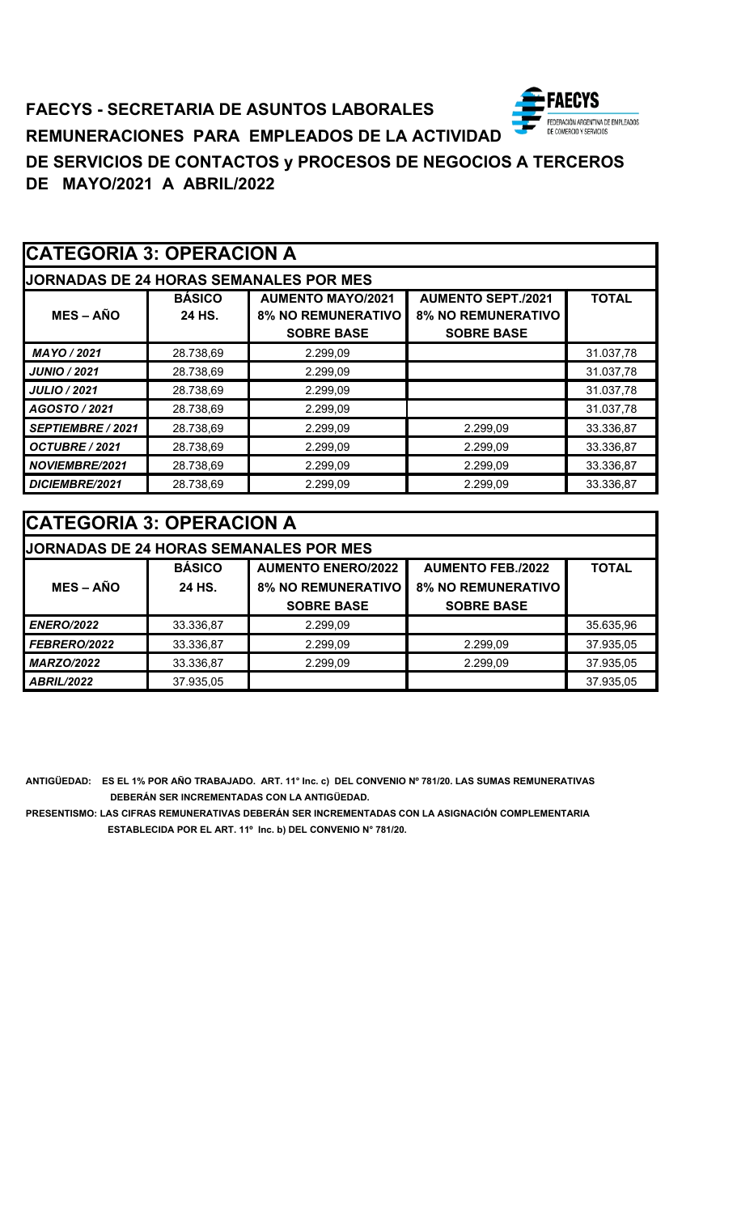**FAECYS - SECRETARIA DE ASUNTOS LABORALES**

**REMUNERACIONES PARA EMPLEADOS DE LA ACTIVIDAD**

**DE SERVICIOS DE CONTACTOS y PROCESOS DE NEGOCIOS A TERCEROS**

**DE MAYO/2021 A ABRIL/2022**

## CATEGORIA 3: OPERACION A

**JORNADAS DE 24 HORAS SEMANALES POR MES**

| MES – AÑO | BÁSICO 24 HS. | AUMENTO MAYO/2021 8% NO REMUNERATIVO SOBRE BASE | AUMENTO SEPT./2021 8% NO REMUNERATIVO SOBRE BASE | TOTAL |
|---|---|---|---|---|
| *MAYO / 2021* | 28.738,69 | 2.299,09 | | 31.037,78 |
| *JUNIO / 2021* | 28.738,69 | 2.299,09 | | 31.037,78 |
| *JULIO / 2021* | 28.738,69 | 2.299,09 | | 31.037,78 |
| *AGOSTO / 2021* | 28.738,69 | 2.299,09 | | 31.037,78 |
| *SEPTIEMBRE / 2021* | 28.738,69 | 2.299,09 | 2.299,09 | 33.336,87 |
| *OCTUBRE / 2021* | 28.738,69 | 2.299,09 | 2.299,09 | 33.336,87 |
| *NOVIEMBRE/2021* | 28.738,69 | 2.299,09 | 2.299,09 | 33.336,87 |
| *DICIEMBRE/2021* | 28.738,69 | 2.299,09 | 2.299,09 | 33.336,87 |

## CATEGORIA 3: OPERACION A

**JORNADAS DE 24 HORAS SEMANALES POR MES**

| MES – AÑO | BÁSICO 24 HS. | AUMENTO ENERO/2022 8% NO REMUNERATIVO SOBRE BASE | AUMENTO FEB./2022 8% NO REMUNERATIVO SOBRE BASE | TOTAL |
|---|---|---|---|---|
| *ENERO/2022* | 33.336,87 | 2.299,09 | | 35.635,96 |
| *FEBRERO/2022* | 33.336,87 | 2.299,09 | 2.299,09 | 37.935,05 |
| *MARZO/2022* | 33.336,87 | 2.299,09 | 2.299,09 | 37.935,05 |
| *ABRIL/2022* | 37.935,05 | | | 37.935,05 |

**ANTIGÜEDAD: ES EL 1% POR AÑO TRABAJADO. ART. 11° Inc. c) DEL CONVENIO Nº 781/20. LAS SUMAS REMUNERATIVAS DEBERÁN SER INCREMENTADAS CON LA ANTIGÜEDAD.**

**PRESENTISMO: LAS CIFRAS REMUNERATIVAS DEBERÁN SER INCREMENTADAS CON LA ASIGNACIÓN COMPLEMENTARIA ESTABLECIDA POR EL ART. 11º Inc. b) DEL CONVENIO N° 781/20.**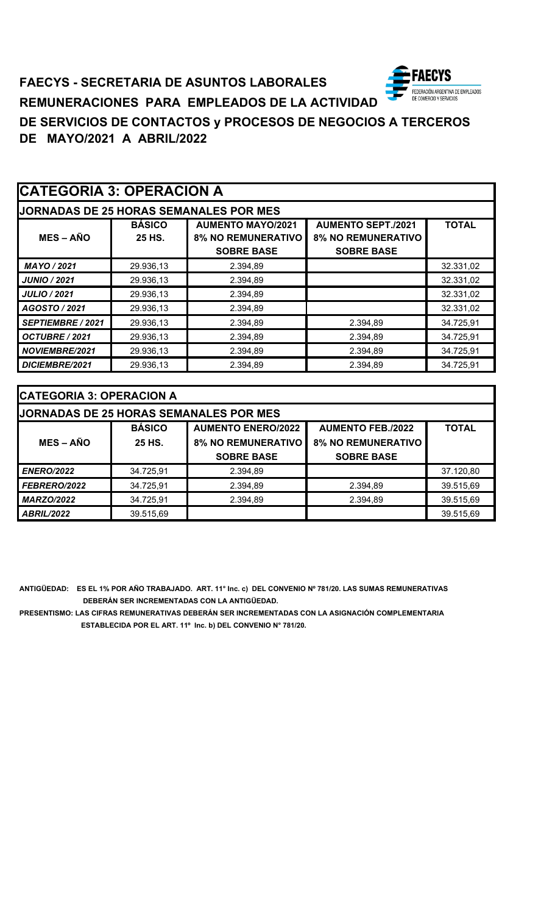**FAECYS - SECRETARIA DE ASUNTOS LABORALES**

**REMUNERACIONES PARA EMPLEADOS DE LA ACTIVIDAD DE SERVICIOS DE CONTACTOS y PROCESOS DE NEGOCIOS A TERCEROS DE MAYO/2021 A ABRIL/2022**

| CATEGORIA 3: OPERACION A | | | | |
|---|---|---|---|---|
| **JORNADAS DE 25 HORAS SEMANALES POR MES** | | | | |
| **MES – AÑO** | **BÁSICO 25 HS.** | **AUMENTO MAYO/2021 8% NO REMUNERATIVO SOBRE BASE** | **AUMENTO SEPT./2021 8% NO REMUNERATIVO SOBRE BASE** | **TOTAL** |
| ***MAYO / 2021*** | 29.936,13 | 2.394,89 | | 32.331,02 |
| ***JUNIO / 2021*** | 29.936,13 | 2.394,89 | | 32.331,02 |
| ***JULIO / 2021*** | 29.936,13 | 2.394,89 | | 32.331,02 |
| ***AGOSTO / 2021*** | 29.936,13 | 2.394,89 | | 32.331,02 |
| ***SEPTIEMBRE / 2021*** | 29.936,13 | 2.394,89 | 2.394,89 | 34.725,91 |
| ***OCTUBRE / 2021*** | 29.936,13 | 2.394,89 | 2.394,89 | 34.725,91 |
| ***NOVIEMBRE/2021*** | 29.936,13 | 2.394,89 | 2.394,89 | 34.725,91 |
| ***DICIEMBRE/2021*** | 29.936,13 | 2.394,89 | 2.394,89 | 34.725,91 |

| CATEGORIA 3: OPERACION A | | | | |
|---|---|---|---|---|
| **JORNADAS DE 25 HORAS SEMANALES POR MES** | | | | |
| **MES – AÑO** | **BÁSICO 25 HS.** | **AUMENTO ENERO/2022 8% NO REMUNERATIVO SOBRE BASE** | **AUMENTO FEB./2022 8% NO REMUNERATIVO SOBRE BASE** | **TOTAL** |
| ***ENERO/2022*** | 34.725,91 | 2.394,89 | | 37.120,80 |
| ***FEBRERO/2022*** | 34.725,91 | 2.394,89 | 2.394,89 | 39.515,69 |
| ***MARZO/2022*** | 34.725,91 | 2.394,89 | 2.394,89 | 39.515,69 |
| ***ABRIL/2022*** | 39.515,69 | | | 39.515,69 |

**ANTIGÜEDAD: ES EL 1% POR AÑO TRABAJADO. ART. 11° Inc. c) DEL CONVENIO Nº 781/20. LAS SUMAS REMUNERATIVAS DEBERÁN SER INCREMENTADAS CON LA ANTIGÜEDAD.**

**PRESENTISMO: LAS CIFRAS REMUNERATIVAS DEBERÁN SER INCREMENTADAS CON LA ASIGNACIÓN COMPLEMENTARIA ESTABLECIDA POR EL ART. 11º Inc. b) DEL CONVENIO N° 781/20.**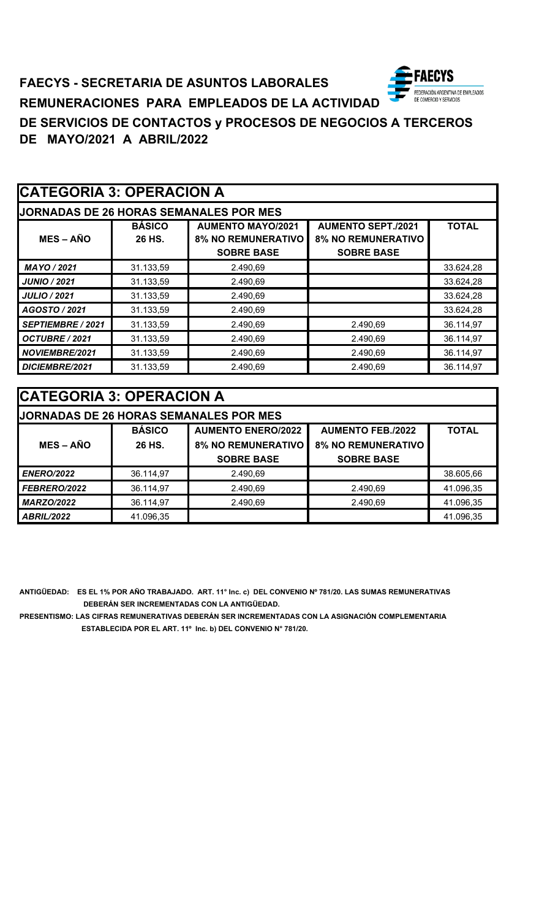**FAECYS - SECRETARIA DE ASUNTOS LABORALES**

**REMUNERACIONES PARA EMPLEADOS DE LA ACTIVIDAD**

**DE SERVICIOS DE CONTACTOS y PROCESOS DE NEGOCIOS A TERCEROS**

**DE MAYO/2021 A ABRIL/2022**

## CATEGORIA 3: OPERACION A

**JORNADAS DE 26 HORAS SEMANALES POR MES**

| MES – AÑO | BÁSICO 26 HS. | AUMENTO MAYO/2021 8% NO REMUNERATIVO SOBRE BASE | AUMENTO SEPT./2021 8% NO REMUNERATIVO SOBRE BASE | TOTAL |
|---|---|---|---|---|
| *MAYO / 2021* | 31.133,59 | 2.490,69 | | 33.624,28 |
| *JUNIO / 2021* | 31.133,59 | 2.490,69 | | 33.624,28 |
| *JULIO / 2021* | 31.133,59 | 2.490,69 | | 33.624,28 |
| *AGOSTO / 2021* | 31.133,59 | 2.490,69 | | 33.624,28 |
| *SEPTIEMBRE / 2021* | 31.133,59 | 2.490,69 | 2.490,69 | 36.114,97 |
| *OCTUBRE / 2021* | 31.133,59 | 2.490,69 | 2.490,69 | 36.114,97 |
| *NOVIEMBRE/2021* | 31.133,59 | 2.490,69 | 2.490,69 | 36.114,97 |
| *DICIEMBRE/2021* | 31.133,59 | 2.490,69 | 2.490,69 | 36.114,97 |

## CATEGORIA 3: OPERACION A

**JORNADAS DE 26 HORAS SEMANALES POR MES**

| MES – AÑO | BÁSICO 26 HS. | AUMENTO ENERO/2022 8% NO REMUNERATIVO SOBRE BASE | AUMENTO FEB./2022 8% NO REMUNERATIVO SOBRE BASE | TOTAL |
|---|---|---|---|---|
| *ENERO/2022* | 36.114,97 | 2.490,69 | | 38.605,66 |
| *FEBRERO/2022* | 36.114,97 | 2.490,69 | 2.490,69 | 41.096,35 |
| *MARZO/2022* | 36.114,97 | 2.490,69 | 2.490,69 | 41.096,35 |
| *ABRIL/2022* | 41.096,35 | | | 41.096,35 |

**ANTIGÜEDAD: ES EL 1% POR AÑO TRABAJADO. ART. 11° Inc. c) DEL CONVENIO Nº 781/20. LAS SUMAS REMUNERATIVAS DEBERÁN SER INCREMENTADAS CON LA ANTIGÜEDAD.**

**PRESENTISMO: LAS CIFRAS REMUNERATIVAS DEBERÁN SER INCREMENTADAS CON LA ASIGNACIÓN COMPLEMENTARIA ESTABLECIDA POR EL ART. 11º Inc. b) DEL CONVENIO N° 781/20.**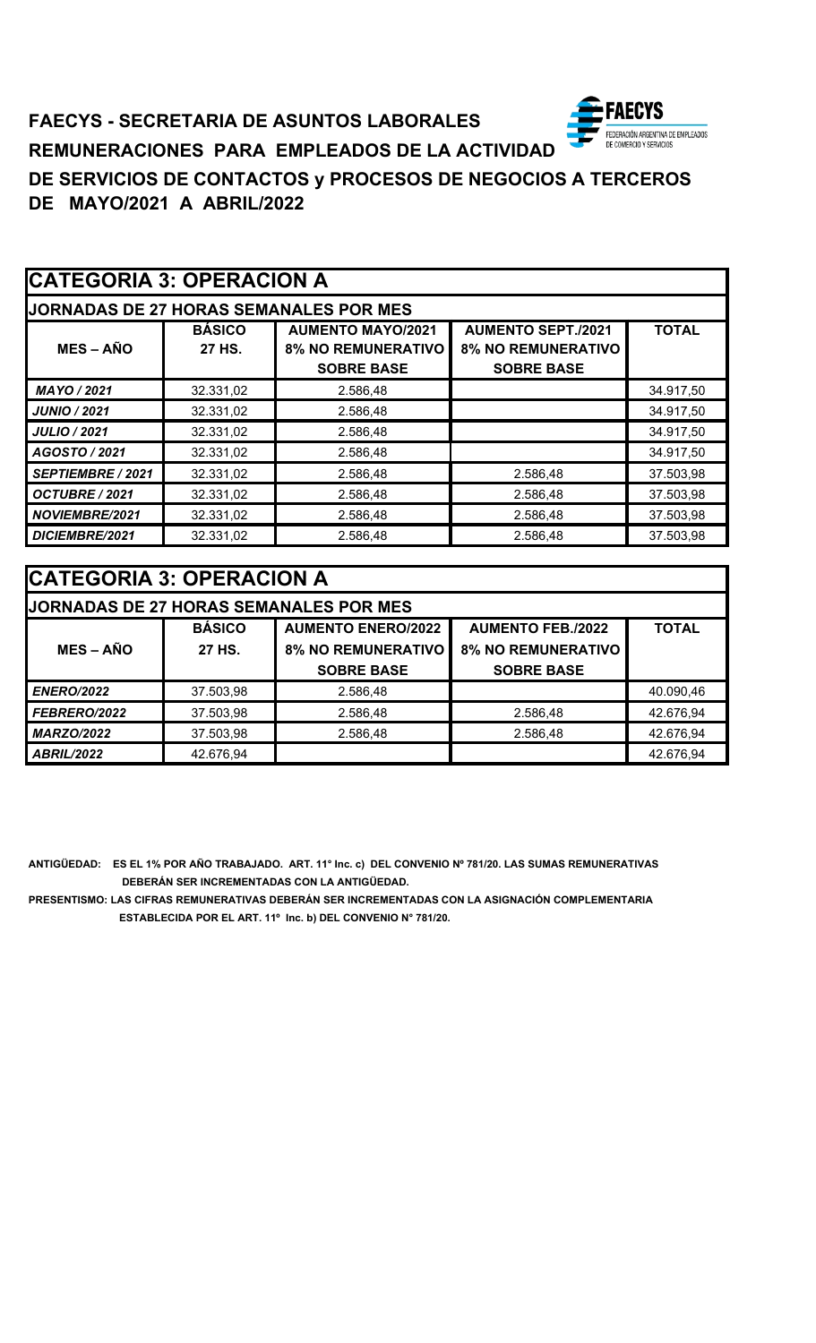**FAECYS - SECRETARIA DE ASUNTOS LABORALES**

**REMUNERACIONES PARA EMPLEADOS DE LA ACTIVIDAD DE SERVICIOS DE CONTACTOS y PROCESOS DE NEGOCIOS A TERCEROS DE MAYO/2021 A ABRIL/2022**

## CATEGORIA 3: OPERACION A

**JORNADAS DE 27 HORAS SEMANALES POR MES**

| MES – AÑO | BÁSICO 27 HS. | AUMENTO MAYO/2021 8% NO REMUNERATIVO SOBRE BASE | AUMENTO SEPT./2021 8% NO REMUNERATIVO SOBRE BASE | TOTAL |
|---|---|---|---|---|
| *MAYO / 2021* | 32.331,02 | 2.586,48 | | 34.917,50 |
| *JUNIO / 2021* | 32.331,02 | 2.586,48 | | 34.917,50 |
| *JULIO / 2021* | 32.331,02 | 2.586,48 | | 34.917,50 |
| *AGOSTO / 2021* | 32.331,02 | 2.586,48 | | 34.917,50 |
| *SEPTIEMBRE / 2021* | 32.331,02 | 2.586,48 | 2.586,48 | 37.503,98 |
| *OCTUBRE / 2021* | 32.331,02 | 2.586,48 | 2.586,48 | 37.503,98 |
| *NOVIEMBRE/2021* | 32.331,02 | 2.586,48 | 2.586,48 | 37.503,98 |
| *DICIEMBRE/2021* | 32.331,02 | 2.586,48 | 2.586,48 | 37.503,98 |

## CATEGORIA 3: OPERACION A

**JORNADAS DE 27 HORAS SEMANALES POR MES**

| MES – AÑO | BÁSICO 27 HS. | AUMENTO ENERO/2022 8% NO REMUNERATIVO SOBRE BASE | AUMENTO FEB./2022 8% NO REMUNERATIVO SOBRE BASE | TOTAL |
|---|---|---|---|---|
| *ENERO/2022* | 37.503,98 | 2.586,48 | | 40.090,46 |
| *FEBRERO/2022* | 37.503,98 | 2.586,48 | 2.586,48 | 42.676,94 |
| *MARZO/2022* | 37.503,98 | 2.586,48 | 2.586,48 | 42.676,94 |
| *ABRIL/2022* | 42.676,94 | | | 42.676,94 |

**ANTIGÜEDAD: ES EL 1% POR AÑO TRABAJADO. ART. 11° Inc. c) DEL CONVENIO Nº 781/20. LAS SUMAS REMUNERATIVAS DEBERÁN SER INCREMENTADAS CON LA ANTIGÜEDAD.**

**PRESENTISMO: LAS CIFRAS REMUNERATIVAS DEBERÁN SER INCREMENTADAS CON LA ASIGNACIÓN COMPLEMENTARIA ESTABLECIDA POR EL ART. 11º Inc. b) DEL CONVENIO N° 781/20.**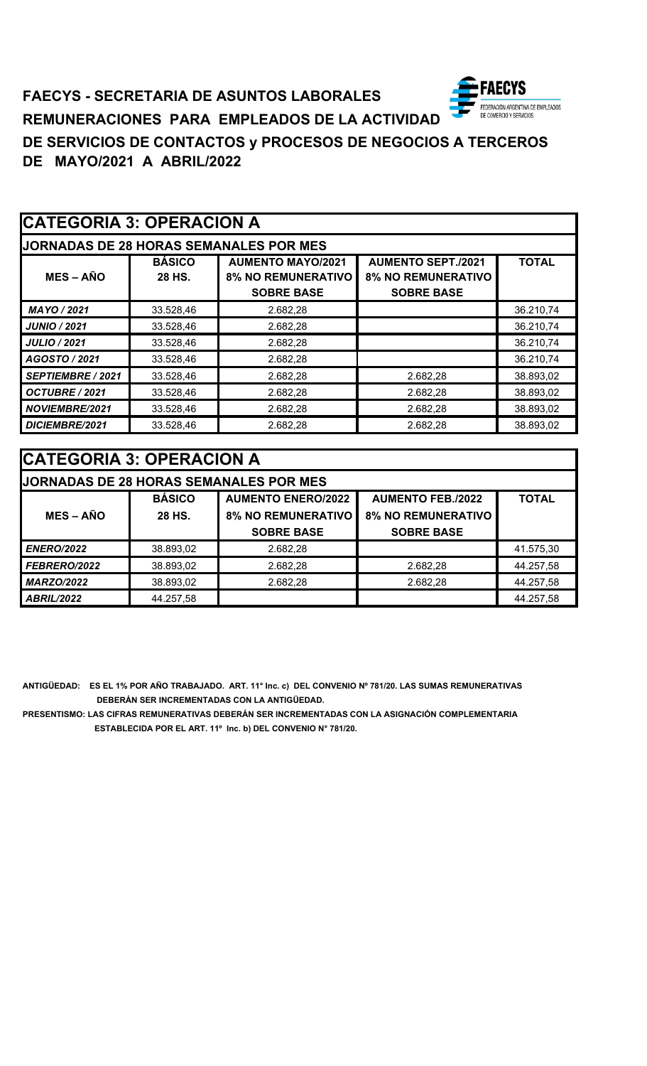**FAECYS - SECRETARIA DE ASUNTOS LABORALES**

**REMUNERACIONES PARA EMPLEADOS DE LA ACTIVIDAD**

**DE SERVICIOS DE CONTACTOS y PROCESOS DE NEGOCIOS A TERCEROS**

**DE MAYO/2021 A ABRIL/2022**

## CATEGORIA 3: OPERACION A

**JORNADAS DE 28 HORAS SEMANALES POR MES**

| MES – AÑO | BÁSICO 28 HS. | AUMENTO MAYO/2021 8% NO REMUNERATIVO SOBRE BASE | AUMENTO SEPT./2021 8% NO REMUNERATIVO SOBRE BASE | TOTAL |
|---|---|---|---|---|
| *MAYO / 2021* | 33.528,46 | 2.682,28 | | 36.210,74 |
| *JUNIO / 2021* | 33.528,46 | 2.682,28 | | 36.210,74 |
| *JULIO / 2021* | 33.528,46 | 2.682,28 | | 36.210,74 |
| *AGOSTO / 2021* | 33.528,46 | 2.682,28 | | 36.210,74 |
| *SEPTIEMBRE / 2021* | 33.528,46 | 2.682,28 | 2.682,28 | 38.893,02 |
| *OCTUBRE / 2021* | 33.528,46 | 2.682,28 | 2.682,28 | 38.893,02 |
| *NOVIEMBRE/2021* | 33.528,46 | 2.682,28 | 2.682,28 | 38.893,02 |
| *DICIEMBRE/2021* | 33.528,46 | 2.682,28 | 2.682,28 | 38.893,02 |

## CATEGORIA 3: OPERACION A

**JORNADAS DE 28 HORAS SEMANALES POR MES**

| MES – AÑO | BÁSICO 28 HS. | AUMENTO ENERO/2022 8% NO REMUNERATIVO SOBRE BASE | AUMENTO FEB./2022 8% NO REMUNERATIVO SOBRE BASE | TOTAL |
|---|---|---|---|---|
| *ENERO/2022* | 38.893,02 | 2.682,28 | | 41.575,30 |
| *FEBRERO/2022* | 38.893,02 | 2.682,28 | 2.682,28 | 44.257,58 |
| *MARZO/2022* | 38.893,02 | 2.682,28 | 2.682,28 | 44.257,58 |
| *ABRIL/2022* | 44.257,58 | | | 44.257,58 |

**ANTIGÜEDAD: ES EL 1% POR AÑO TRABAJADO. ART. 11° Inc. c) DEL CONVENIO Nº 781/20. LAS SUMAS REMUNERATIVAS DEBERÁN SER INCREMENTADAS CON LA ANTIGÜEDAD.**

**PRESENTISMO: LAS CIFRAS REMUNERATIVAS DEBERÁN SER INCREMENTADAS CON LA ASIGNACIÓN COMPLEMENTARIA ESTABLECIDA POR EL ART. 11º Inc. b) DEL CONVENIO N° 781/20.**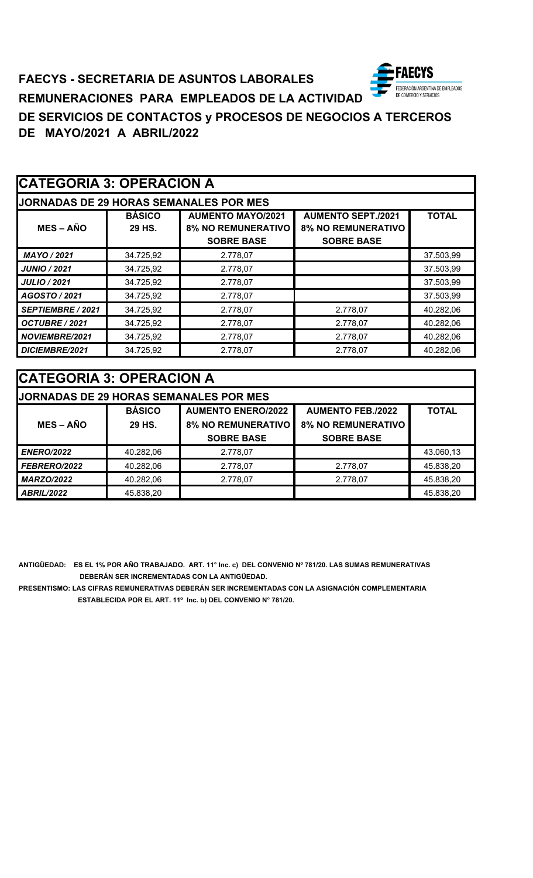# FAECYS - SECRETARIA DE ASUNTOS LABORALES

**REMUNERACIONES PARA EMPLEADOS DE LA ACTIVIDAD DE SERVICIOS DE CONTACTOS y PROCESOS DE NEGOCIOS A TERCEROS DE MAYO/2021 A ABRIL/2022**

## CATEGORIA 3: OPERACION A

**JORNADAS DE 29 HORAS SEMANALES POR MES**

| MES – AÑO | BÁSICO 29 HS. | AUMENTO MAYO/2021 8% NO REMUNERATIVO SOBRE BASE | AUMENTO SEPT./2021 8% NO REMUNERATIVO SOBRE BASE | TOTAL |
|---|---|---|---|---|
| *MAYO / 2021* | 34.725,92 | 2.778,07 | | 37.503,99 |
| *JUNIO / 2021* | 34.725,92 | 2.778,07 | | 37.503,99 |
| *JULIO / 2021* | 34.725,92 | 2.778,07 | | 37.503,99 |
| *AGOSTO / 2021* | 34.725,92 | 2.778,07 | | 37.503,99 |
| *SEPTIEMBRE / 2021* | 34.725,92 | 2.778,07 | 2.778,07 | 40.282,06 |
| *OCTUBRE / 2021* | 34.725,92 | 2.778,07 | 2.778,07 | 40.282,06 |
| *NOVIEMBRE/2021* | 34.725,92 | 2.778,07 | 2.778,07 | 40.282,06 |
| *DICIEMBRE/2021* | 34.725,92 | 2.778,07 | 2.778,07 | 40.282,06 |

## CATEGORIA 3: OPERACION A

**JORNADAS DE 29 HORAS SEMANALES POR MES**

| MES – AÑO | BÁSICO 29 HS. | AUMENTO ENERO/2022 8% NO REMUNERATIVO SOBRE BASE | AUMENTO FEB./2022 8% NO REMUNERATIVO SOBRE BASE | TOTAL |
|---|---|---|---|---|
| *ENERO/2022* | 40.282,06 | 2.778,07 | | 43.060,13 |
| *FEBRERO/2022* | 40.282,06 | 2.778,07 | 2.778,07 | 45.838,20 |
| *MARZO/2022* | 40.282,06 | 2.778,07 | 2.778,07 | 45.838,20 |
| *ABRIL/2022* | 45.838,20 | | | 45.838,20 |

**ANTIGÜEDAD: ES EL 1% POR AÑO TRABAJADO. ART. 11° Inc. c) DEL CONVENIO Nº 781/20. LAS SUMAS REMUNERATIVAS DEBERÁN SER INCREMENTADAS CON LA ANTIGÜEDAD.**

**PRESENTISMO: LAS CIFRAS REMUNERATIVAS DEBERÁN SER INCREMENTADAS CON LA ASIGNACIÓN COMPLEMENTARIA ESTABLECIDA POR EL ART. 11º Inc. b) DEL CONVENIO N° 781/20.**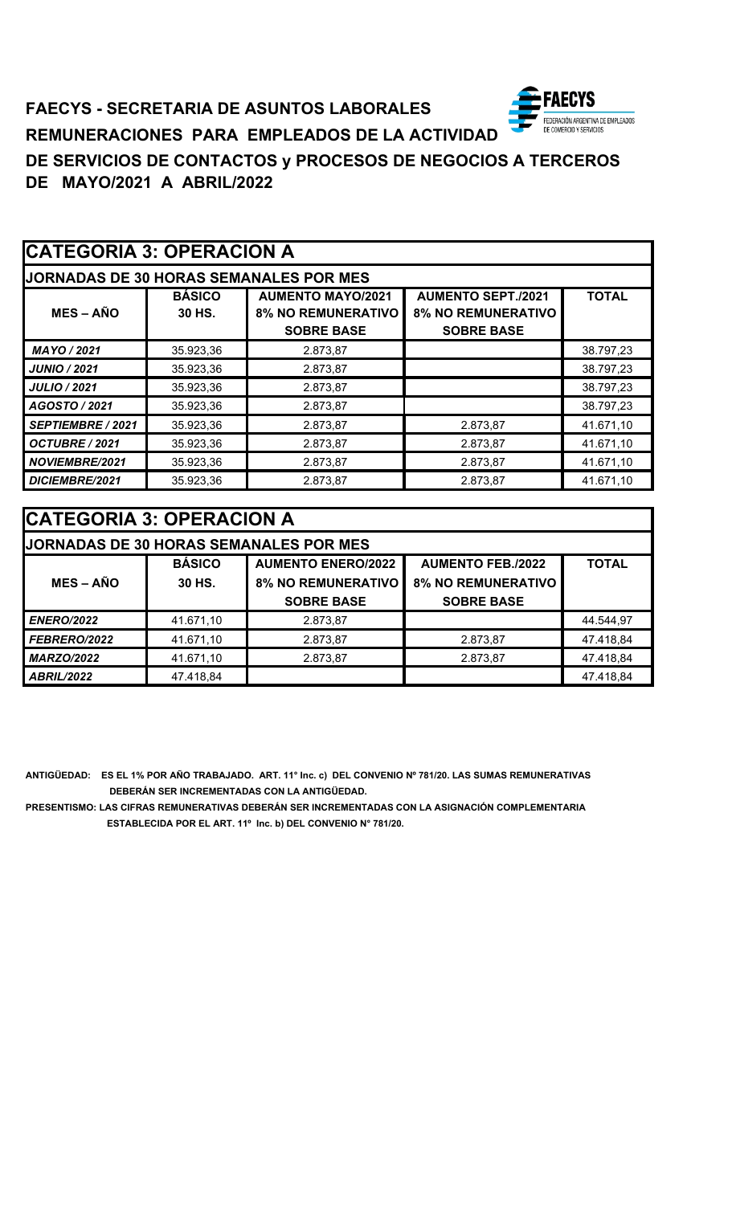**FAECYS - SECRETARIA DE ASUNTOS LABORALES**

**REMUNERACIONES PARA EMPLEADOS DE LA ACTIVIDAD**

**DE SERVICIOS DE CONTACTOS y PROCESOS DE NEGOCIOS A TERCEROS**

**DE MAYO/2021 A ABRIL/2022**

## CATEGORIA 3: OPERACION A

**JORNADAS DE 30 HORAS SEMANALES POR MES**

| MES – AÑO | BÁSICO 30 HS. | AUMENTO MAYO/2021 8% NO REMUNERATIVO SOBRE BASE | AUMENTO SEPT./2021 8% NO REMUNERATIVO SOBRE BASE | TOTAL |
|---|---|---|---|---|
| *MAYO / 2021* | 35.923,36 | 2.873,87 | | 38.797,23 |
| *JUNIO / 2021* | 35.923,36 | 2.873,87 | | 38.797,23 |
| *JULIO / 2021* | 35.923,36 | 2.873,87 | | 38.797,23 |
| *AGOSTO / 2021* | 35.923,36 | 2.873,87 | | 38.797,23 |
| *SEPTIEMBRE / 2021* | 35.923,36 | 2.873,87 | 2.873,87 | 41.671,10 |
| *OCTUBRE / 2021* | 35.923,36 | 2.873,87 | 2.873,87 | 41.671,10 |
| *NOVIEMBRE/2021* | 35.923,36 | 2.873,87 | 2.873,87 | 41.671,10 |
| *DICIEMBRE/2021* | 35.923,36 | 2.873,87 | 2.873,87 | 41.671,10 |

## CATEGORIA 3: OPERACION A

**JORNADAS DE 30 HORAS SEMANALES POR MES**

| MES – AÑO | BÁSICO 30 HS. | AUMENTO ENERO/2022 8% NO REMUNERATIVO SOBRE BASE | AUMENTO FEB./2022 8% NO REMUNERATIVO SOBRE BASE | TOTAL |
|---|---|---|---|---|
| *ENERO/2022* | 41.671,10 | 2.873,87 | | 44.544,97 |
| *FEBRERO/2022* | 41.671,10 | 2.873,87 | 2.873,87 | 47.418,84 |
| *MARZO/2022* | 41.671,10 | 2.873,87 | 2.873,87 | 47.418,84 |
| *ABRIL/2022* | 47.418,84 | | | 47.418,84 |

**ANTIGÜEDAD: ES EL 1% POR AÑO TRABAJADO. ART. 11° Inc. c) DEL CONVENIO Nº 781/20. LAS SUMAS REMUNERATIVAS DEBERÁN SER INCREMENTADAS CON LA ANTIGÜEDAD.**

**PRESENTISMO: LAS CIFRAS REMUNERATIVAS DEBERÁN SER INCREMENTADAS CON LA ASIGNACIÓN COMPLEMENTARIA ESTABLECIDA POR EL ART. 11º Inc. b) DEL CONVENIO N° 781/20.**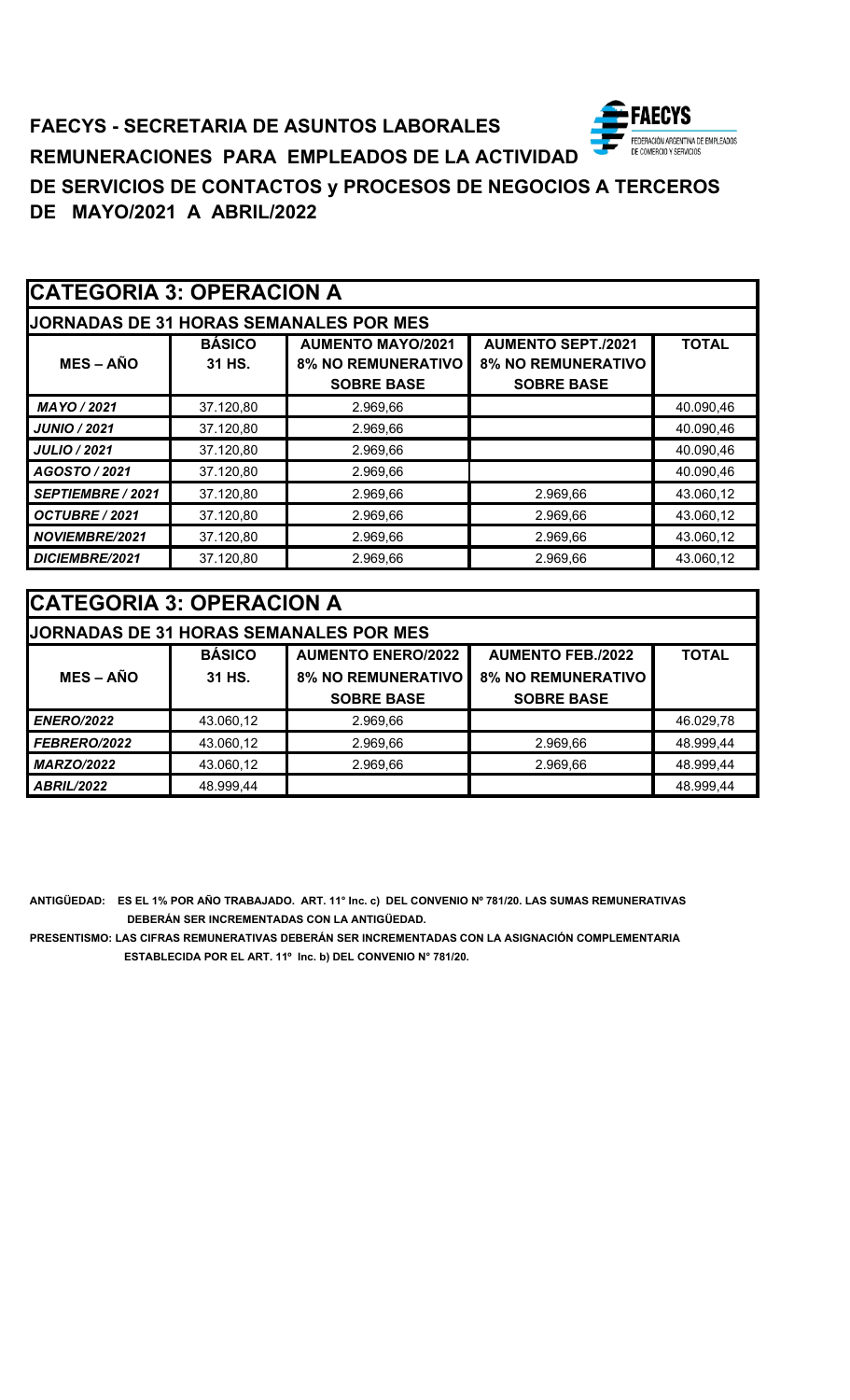**FAECYS - SECRETARIA DE ASUNTOS LABORALES**

**REMUNERACIONES PARA EMPLEADOS DE LA ACTIVIDAD DE SERVICIOS DE CONTACTOS y PROCESOS DE NEGOCIOS A TERCEROS DE MAYO/2021 A ABRIL/2022**

## CATEGORIA 3: OPERACION A

**JORNADAS DE 31 HORAS SEMANALES POR MES**

| MES – AÑO | BÁSICO 31 HS. | AUMENTO MAYO/2021 8% NO REMUNERATIVO SOBRE BASE | AUMENTO SEPT./2021 8% NO REMUNERATIVO SOBRE BASE | TOTAL |
|---|---|---|---|---|
| *MAYO / 2021* | 37.120,80 | 2.969,66 | | 40.090,46 |
| *JUNIO / 2021* | 37.120,80 | 2.969,66 | | 40.090,46 |
| *JULIO / 2021* | 37.120,80 | 2.969,66 | | 40.090,46 |
| *AGOSTO / 2021* | 37.120,80 | 2.969,66 | | 40.090,46 |
| *SEPTIEMBRE / 2021* | 37.120,80 | 2.969,66 | 2.969,66 | 43.060,12 |
| *OCTUBRE / 2021* | 37.120,80 | 2.969,66 | 2.969,66 | 43.060,12 |
| *NOVIEMBRE/2021* | 37.120,80 | 2.969,66 | 2.969,66 | 43.060,12 |
| *DICIEMBRE/2021* | 37.120,80 | 2.969,66 | 2.969,66 | 43.060,12 |

## CATEGORIA 3: OPERACION A

**JORNADAS DE 31 HORAS SEMANALES POR MES**

| MES – AÑO | BÁSICO 31 HS. | AUMENTO ENERO/2022 8% NO REMUNERATIVO SOBRE BASE | AUMENTO FEB./2022 8% NO REMUNERATIVO SOBRE BASE | TOTAL |
|---|---|---|---|---|
| *ENERO/2022* | 43.060,12 | 2.969,66 | | 46.029,78 |
| *FEBRERO/2022* | 43.060,12 | 2.969,66 | 2.969,66 | 48.999,44 |
| *MARZO/2022* | 43.060,12 | 2.969,66 | 2.969,66 | 48.999,44 |
| *ABRIL/2022* | 48.999,44 | | | 48.999,44 |

**ANTIGÜEDAD: ES EL 1% POR AÑO TRABAJADO. ART. 11° Inc. c) DEL CONVENIO Nº 781/20. LAS SUMAS REMUNERATIVAS DEBERÁN SER INCREMENTADAS CON LA ANTIGÜEDAD.**

**PRESENTISMO: LAS CIFRAS REMUNERATIVAS DEBERÁN SER INCREMENTADAS CON LA ASIGNACIÓN COMPLEMENTARIA ESTABLECIDA POR EL ART. 11º Inc. b) DEL CONVENIO N° 781/20.**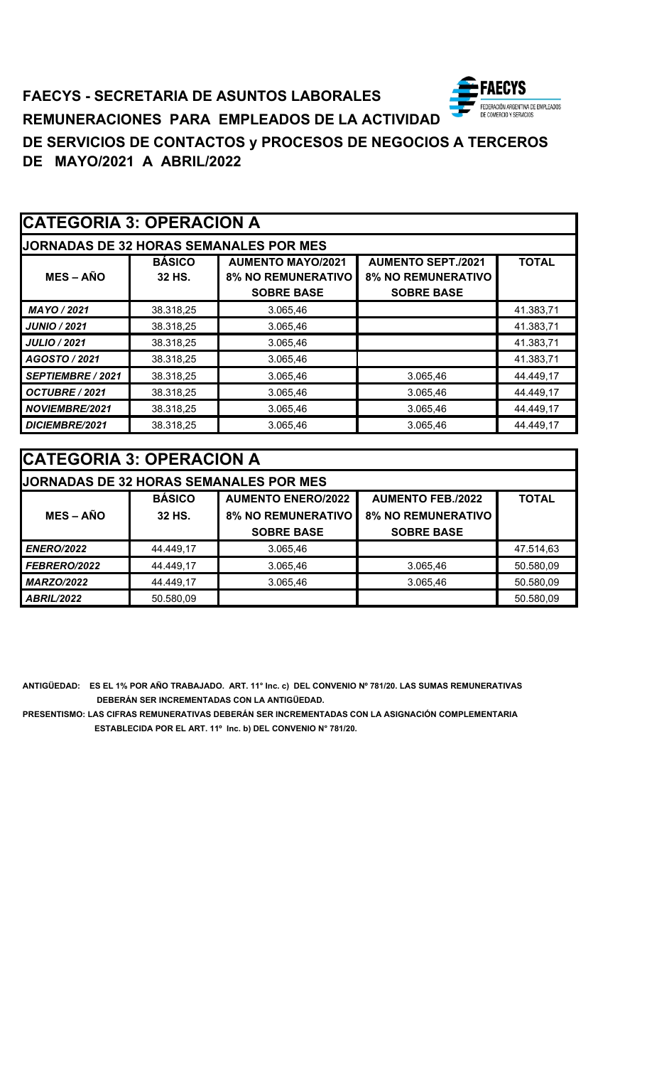# FAECYS - SECRETARIA DE ASUNTOS LABORALES

## REMUNERACIONES PARA EMPLEADOS DE LA ACTIVIDAD DE SERVICIOS DE CONTACTOS y PROCESOS DE NEGOCIOS A TERCEROS DE MAYO/2021 A ABRIL/2022

### CATEGORIA 3: OPERACION A

**JORNADAS DE 32 HORAS SEMANALES POR MES**

| MES – AÑO | BÁSICO 32 HS. | AUMENTO MAYO/2021 8% NO REMUNERATIVO SOBRE BASE | AUMENTO SEPT./2021 8% NO REMUNERATIVO SOBRE BASE | TOTAL |
|---|---|---|---|---|
| *MAYO / 2021* | 38.318,25 | 3.065,46 | | 41.383,71 |
| *JUNIO / 2021* | 38.318,25 | 3.065,46 | | 41.383,71 |
| *JULIO / 2021* | 38.318,25 | 3.065,46 | | 41.383,71 |
| *AGOSTO / 2021* | 38.318,25 | 3.065,46 | | 41.383,71 |
| *SEPTIEMBRE / 2021* | 38.318,25 | 3.065,46 | 3.065,46 | 44.449,17 |
| *OCTUBRE / 2021* | 38.318,25 | 3.065,46 | 3.065,46 | 44.449,17 |
| *NOVIEMBRE/2021* | 38.318,25 | 3.065,46 | 3.065,46 | 44.449,17 |
| *DICIEMBRE/2021* | 38.318,25 | 3.065,46 | 3.065,46 | 44.449,17 |

### CATEGORIA 3: OPERACION A

**JORNADAS DE 32 HORAS SEMANALES POR MES**

| MES – AÑO | BÁSICO 32 HS. | AUMENTO ENERO/2022 8% NO REMUNERATIVO SOBRE BASE | AUMENTO FEB./2022 8% NO REMUNERATIVO SOBRE BASE | TOTAL |
|---|---|---|---|---|
| *ENERO/2022* | 44.449,17 | 3.065,46 | | 47.514,63 |
| *FEBRERO/2022* | 44.449,17 | 3.065,46 | 3.065,46 | 50.580,09 |
| *MARZO/2022* | 44.449,17 | 3.065,46 | 3.065,46 | 50.580,09 |
| *ABRIL/2022* | 50.580,09 | | | 50.580,09 |

**ANTIGÜEDAD: ES EL 1% POR AÑO TRABAJADO. ART. 11° Inc. c) DEL CONVENIO Nº 781/20. LAS SUMAS REMUNERATIVAS DEBERÁN SER INCREMENTADAS CON LA ANTIGÜEDAD.**

**PRESENTISMO: LAS CIFRAS REMUNERATIVAS DEBERÁN SER INCREMENTADAS CON LA ASIGNACIÓN COMPLEMENTARIA ESTABLECIDA POR EL ART. 11º Inc. b) DEL CONVENIO N° 781/20.**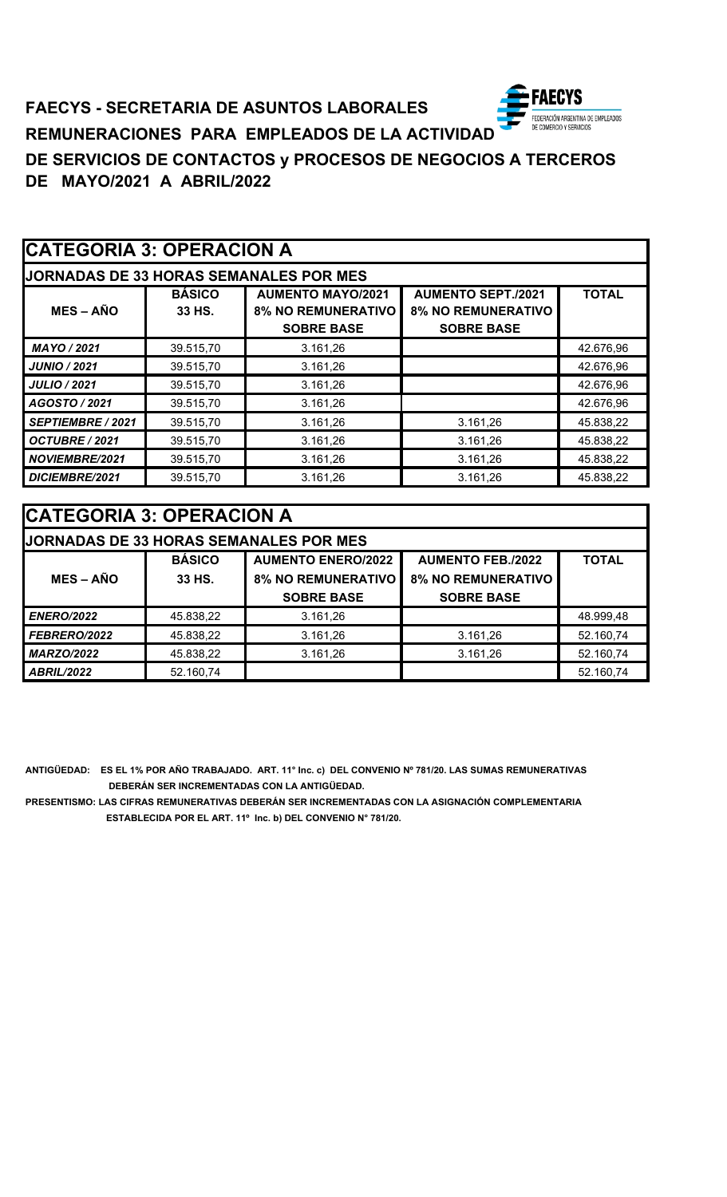# FAECYS - SECRETARIA DE ASUNTOS LABORALES

## REMUNERACIONES PARA EMPLEADOS DE LA ACTIVIDAD DE SERVICIOS DE CONTACTOS y PROCESOS DE NEGOCIOS A TERCEROS DE MAYO/2021 A ABRIL/2022

### CATEGORIA 3: OPERACION A

**JORNADAS DE 33 HORAS SEMANALES POR MES**

| MES – AÑO | BÁSICO 33 HS. | AUMENTO MAYO/2021 8% NO REMUNERATIVO SOBRE BASE | AUMENTO SEPT./2021 8% NO REMUNERATIVO SOBRE BASE | TOTAL |
|---|---|---|---|---|
| *MAYO / 2021* | 39.515,70 | 3.161,26 | | 42.676,96 |
| *JUNIO / 2021* | 39.515,70 | 3.161,26 | | 42.676,96 |
| *JULIO / 2021* | 39.515,70 | 3.161,26 | | 42.676,96 |
| *AGOSTO / 2021* | 39.515,70 | 3.161,26 | | 42.676,96 |
| *SEPTIEMBRE / 2021* | 39.515,70 | 3.161,26 | 3.161,26 | 45.838,22 |
| *OCTUBRE / 2021* | 39.515,70 | 3.161,26 | 3.161,26 | 45.838,22 |
| *NOVIEMBRE/2021* | 39.515,70 | 3.161,26 | 3.161,26 | 45.838,22 |
| *DICIEMBRE/2021* | 39.515,70 | 3.161,26 | 3.161,26 | 45.838,22 |

### CATEGORIA 3: OPERACION A

**JORNADAS DE 33 HORAS SEMANALES POR MES**

| MES – AÑO | BÁSICO 33 HS. | AUMENTO ENERO/2022 8% NO REMUNERATIVO SOBRE BASE | AUMENTO FEB./2022 8% NO REMUNERATIVO SOBRE BASE | TOTAL |
|---|---|---|---|---|
| *ENERO/2022* | 45.838,22 | 3.161,26 | | 48.999,48 |
| *FEBRERO/2022* | 45.838,22 | 3.161,26 | 3.161,26 | 52.160,74 |
| *MARZO/2022* | 45.838,22 | 3.161,26 | 3.161,26 | 52.160,74 |
| *ABRIL/2022* | 52.160,74 | | | 52.160,74 |

**ANTIGÜEDAD: ES EL 1% POR AÑO TRABAJADO. ART. 11° Inc. c) DEL CONVENIO Nº 781/20. LAS SUMAS REMUNERATIVAS DEBERÁN SER INCREMENTADAS CON LA ANTIGÜEDAD.**

**PRESENTISMO: LAS CIFRAS REMUNERATIVAS DEBERÁN SER INCREMENTADAS CON LA ASIGNACIÓN COMPLEMENTARIA ESTABLECIDA POR EL ART. 11º Inc. b) DEL CONVENIO N° 781/20.**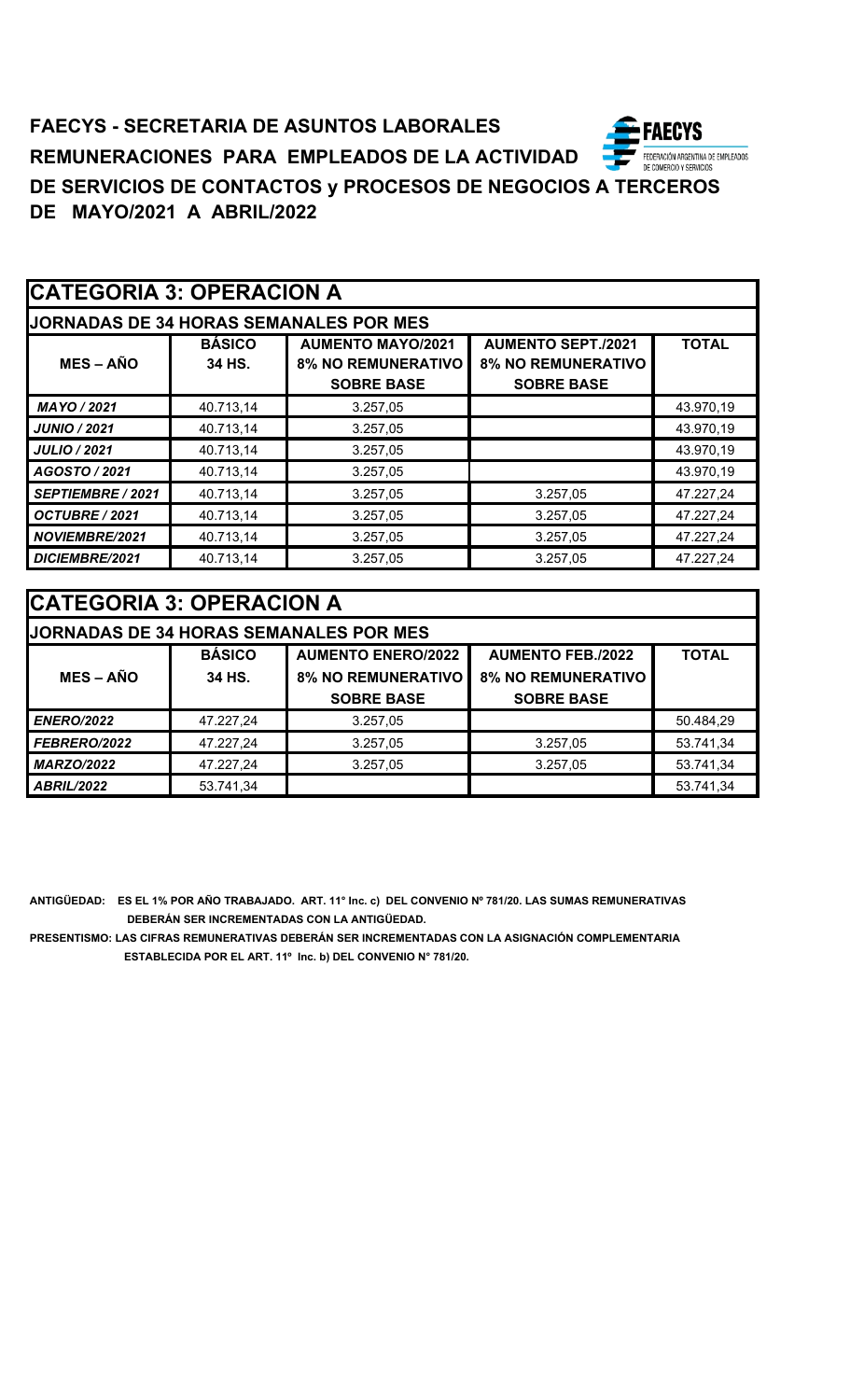**FAECYS - SECRETARIA DE ASUNTOS LABORALES**

**REMUNERACIONES PARA EMPLEADOS DE LA ACTIVIDAD**

**DE SERVICIOS DE CONTACTOS y PROCESOS DE NEGOCIOS A TERCEROS**

**DE MAYO/2021 A ABRIL/2022**

FAECYS
FEDERACIÓN ARGENTINA DE EMPLEADOS DE COMERCIO Y SERVICIOS

## CATEGORIA 3: OPERACION A

**JORNADAS DE 34 HORAS SEMANALES POR MES**

| MES – AÑO | BÁSICO 34 HS. | AUMENTO MAYO/2021 8% NO REMUNERATIVO SOBRE BASE | AUMENTO SEPT./2021 8% NO REMUNERATIVO SOBRE BASE | TOTAL |
|---|---|---|---|---|
| *MAYO / 2021* | 40.713,14 | 3.257,05 | | 43.970,19 |
| *JUNIO / 2021* | 40.713,14 | 3.257,05 | | 43.970,19 |
| *JULIO / 2021* | 40.713,14 | 3.257,05 | | 43.970,19 |
| *AGOSTO / 2021* | 40.713,14 | 3.257,05 | | 43.970,19 |
| *SEPTIEMBRE / 2021* | 40.713,14 | 3.257,05 | 3.257,05 | 47.227,24 |
| *OCTUBRE / 2021* | 40.713,14 | 3.257,05 | 3.257,05 | 47.227,24 |
| *NOVIEMBRE/2021* | 40.713,14 | 3.257,05 | 3.257,05 | 47.227,24 |
| *DICIEMBRE/2021* | 40.713,14 | 3.257,05 | 3.257,05 | 47.227,24 |

## CATEGORIA 3: OPERACION A

**JORNADAS DE 34 HORAS SEMANALES POR MES**

| MES – AÑO | BÁSICO 34 HS. | AUMENTO ENERO/2022 8% NO REMUNERATIVO SOBRE BASE | AUMENTO FEB./2022 8% NO REMUNERATIVO SOBRE BASE | TOTAL |
|---|---|---|---|---|
| *ENERO/2022* | 47.227,24 | 3.257,05 | | 50.484,29 |
| *FEBRERO/2022* | 47.227,24 | 3.257,05 | 3.257,05 | 53.741,34 |
| *MARZO/2022* | 47.227,24 | 3.257,05 | 3.257,05 | 53.741,34 |
| *ABRIL/2022* | 53.741,34 | | | 53.741,34 |

**ANTIGÜEDAD: ES EL 1% POR AÑO TRABAJADO. ART. 11° Inc. c) DEL CONVENIO Nº 781/20. LAS SUMAS REMUNERATIVAS DEBERÁN SER INCREMENTADAS CON LA ANTIGÜEDAD.**

**PRESENTISMO: LAS CIFRAS REMUNERATIVAS DEBERÁN SER INCREMENTADAS CON LA ASIGNACIÓN COMPLEMENTARIA ESTABLECIDA POR EL ART. 11º Inc. b) DEL CONVENIO N° 781/20.**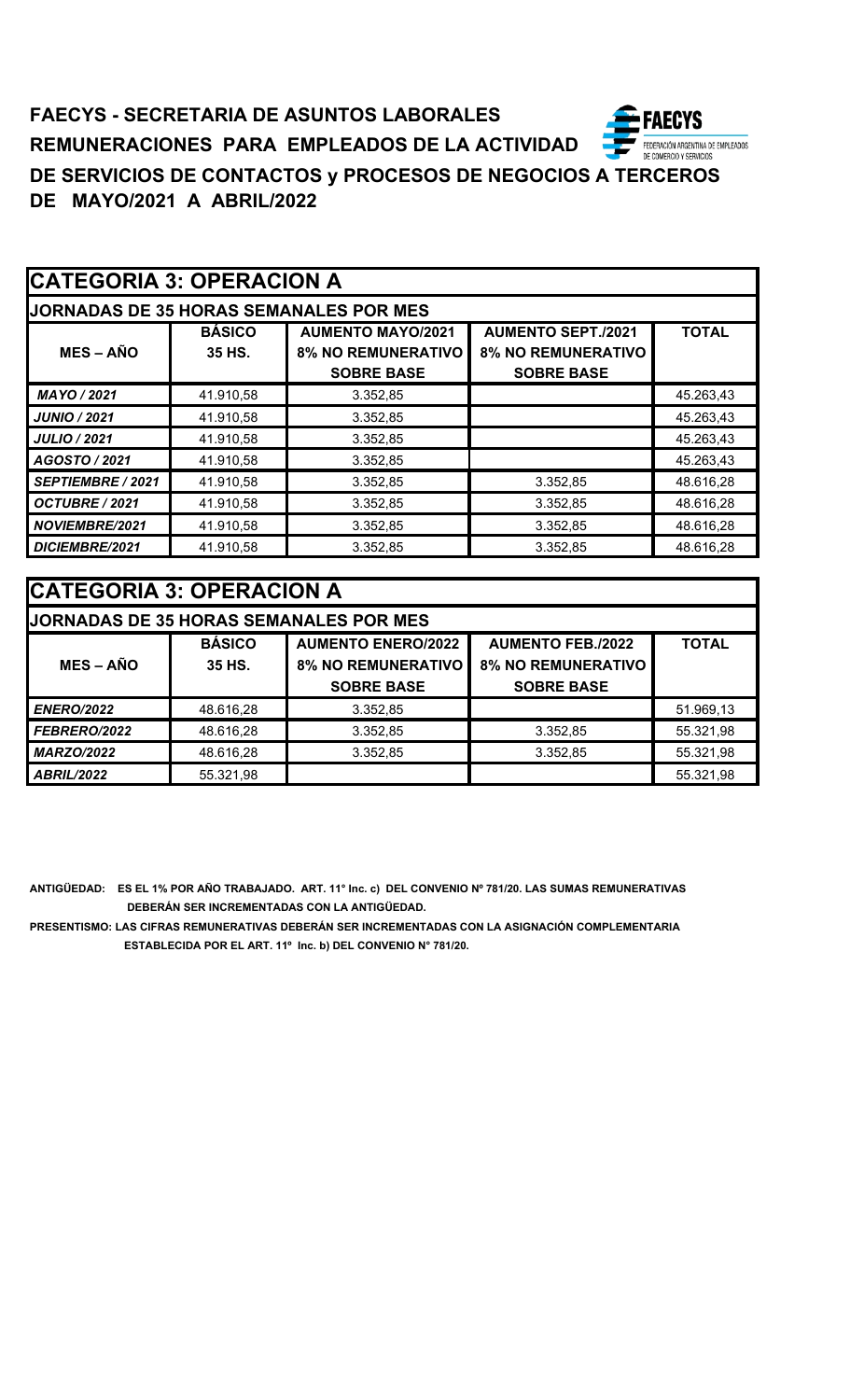# FAECYS - SECRETARIA DE ASUNTOS LABORALES

## REMUNERACIONES PARA EMPLEADOS DE LA ACTIVIDAD DE SERVICIOS DE CONTACTOS y PROCESOS DE NEGOCIOS A TERCEROS DE MAYO/2021 A ABRIL/2022

### CATEGORIA 3: OPERACION A

JORNADAS DE 35 HORAS SEMANALES POR MES

| MES – AÑO | BÁSICO 35 HS. | AUMENTO MAYO/2021 8% NO REMUNERATIVO SOBRE BASE | AUMENTO SEPT./2021 8% NO REMUNERATIVO SOBRE BASE | TOTAL |
|---|---|---|---|---|
| *MAYO / 2021* | 41.910,58 | 3.352,85 | | 45.263,43 |
| *JUNIO / 2021* | 41.910,58 | 3.352,85 | | 45.263,43 |
| *JULIO / 2021* | 41.910,58 | 3.352,85 | | 45.263,43 |
| *AGOSTO / 2021* | 41.910,58 | 3.352,85 | | 45.263,43 |
| *SEPTIEMBRE / 2021* | 41.910,58 | 3.352,85 | 3.352,85 | 48.616,28 |
| *OCTUBRE / 2021* | 41.910,58 | 3.352,85 | 3.352,85 | 48.616,28 |
| *NOVIEMBRE/2021* | 41.910,58 | 3.352,85 | 3.352,85 | 48.616,28 |
| *DICIEMBRE/2021* | 41.910,58 | 3.352,85 | 3.352,85 | 48.616,28 |

### CATEGORIA 3: OPERACION A

JORNADAS DE 35 HORAS SEMANALES POR MES

| MES – AÑO | BÁSICO 35 HS. | AUMENTO ENERO/2022 8% NO REMUNERATIVO SOBRE BASE | AUMENTO FEB./2022 8% NO REMUNERATIVO SOBRE BASE | TOTAL |
|---|---|---|---|---|
| *ENERO/2022* | 48.616,28 | 3.352,85 | | 51.969,13 |
| *FEBRERO/2022* | 48.616,28 | 3.352,85 | 3.352,85 | 55.321,98 |
| *MARZO/2022* | 48.616,28 | 3.352,85 | 3.352,85 | 55.321,98 |
| *ABRIL/2022* | 55.321,98 | | | 55.321,98 |

**ANTIGÜEDAD: ES EL 1% POR AÑO TRABAJADO. ART. 11° Inc. c) DEL CONVENIO Nº 781/20. LAS SUMAS REMUNERATIVAS DEBERÁN SER INCREMENTADAS CON LA ANTIGÜEDAD.**

**PRESENTISMO: LAS CIFRAS REMUNERATIVAS DEBERÁN SER INCREMENTADAS CON LA ASIGNACIÓN COMPLEMENTARIA ESTABLECIDA POR EL ART. 11º Inc. b) DEL CONVENIO N° 781/20.**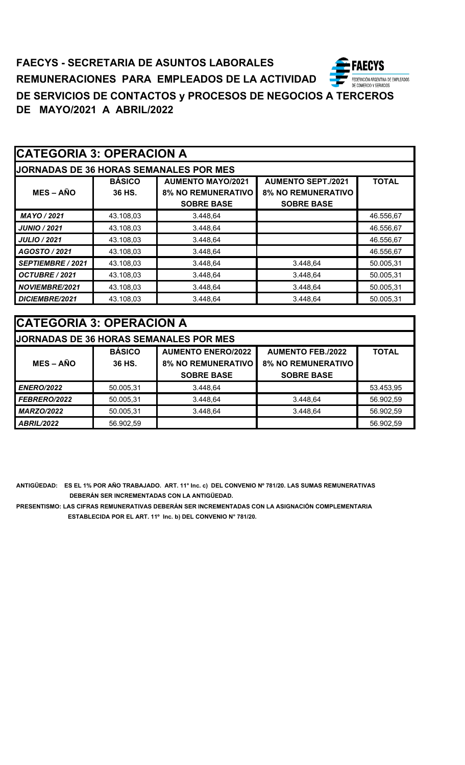**FAECYS - SECRETARIA DE ASUNTOS LABORALES**

**REMUNERACIONES PARA EMPLEADOS DE LA ACTIVIDAD**

**DE SERVICIOS DE CONTACTOS y PROCESOS DE NEGOCIOS A TERCEROS**

**DE MAYO/2021 A ABRIL/2022**

| CATEGORIA 3: OPERACION A | | | | |
|---|---|---|---|---|
| JORNADAS DE 36 HORAS SEMANALES POR MES | | | | |
| MES – AÑO | BÁSICO 36 HS. | AUMENTO MAYO/2021 8% NO REMUNERATIVO SOBRE BASE | AUMENTO SEPT./2021 8% NO REMUNERATIVO SOBRE BASE | TOTAL |
| *MAYO / 2021* | 43.108,03 | 3.448,64 | | 46.556,67 |
| *JUNIO / 2021* | 43.108,03 | 3.448,64 | | 46.556,67 |
| *JULIO / 2021* | 43.108,03 | 3.448,64 | | 46.556,67 |
| *AGOSTO / 2021* | 43.108,03 | 3.448,64 | | 46.556,67 |
| *SEPTIEMBRE / 2021* | 43.108,03 | 3.448,64 | 3.448,64 | 50.005,31 |
| *OCTUBRE / 2021* | 43.108,03 | 3.448,64 | 3.448,64 | 50.005,31 |
| *NOVIEMBRE/2021* | 43.108,03 | 3.448,64 | 3.448,64 | 50.005,31 |
| *DICIEMBRE/2021* | 43.108,03 | 3.448,64 | 3.448,64 | 50.005,31 |

| CATEGORIA 3: OPERACION A | | | | |
|---|---|---|---|---|
| JORNADAS DE 36 HORAS SEMANALES POR MES | | | | |
| MES – AÑO | BÁSICO 36 HS. | AUMENTO ENERO/2022 8% NO REMUNERATIVO SOBRE BASE | AUMENTO FEB./2022 8% NO REMUNERATIVO SOBRE BASE | TOTAL |
| *ENERO/2022* | 50.005,31 | 3.448,64 | | 53.453,95 |
| *FEBRERO/2022* | 50.005,31 | 3.448,64 | 3.448,64 | 56.902,59 |
| *MARZO/2022* | 50.005,31 | 3.448,64 | 3.448,64 | 56.902,59 |
| *ABRIL/2022* | 56.902,59 | | | 56.902,59 |

**ANTIGÜEDAD: ES EL 1% POR AÑO TRABAJADO. ART. 11° Inc. c) DEL CONVENIO Nº 781/20. LAS SUMAS REMUNERATIVAS DEBERÁN SER INCREMENTADAS CON LA ANTIGÜEDAD.**

**PRESENTISMO: LAS CIFRAS REMUNERATIVAS DEBERÁN SER INCREMENTADAS CON LA ASIGNACIÓN COMPLEMENTARIA ESTABLECIDA POR EL ART. 11º Inc. b) DEL CONVENIO N° 781/20.**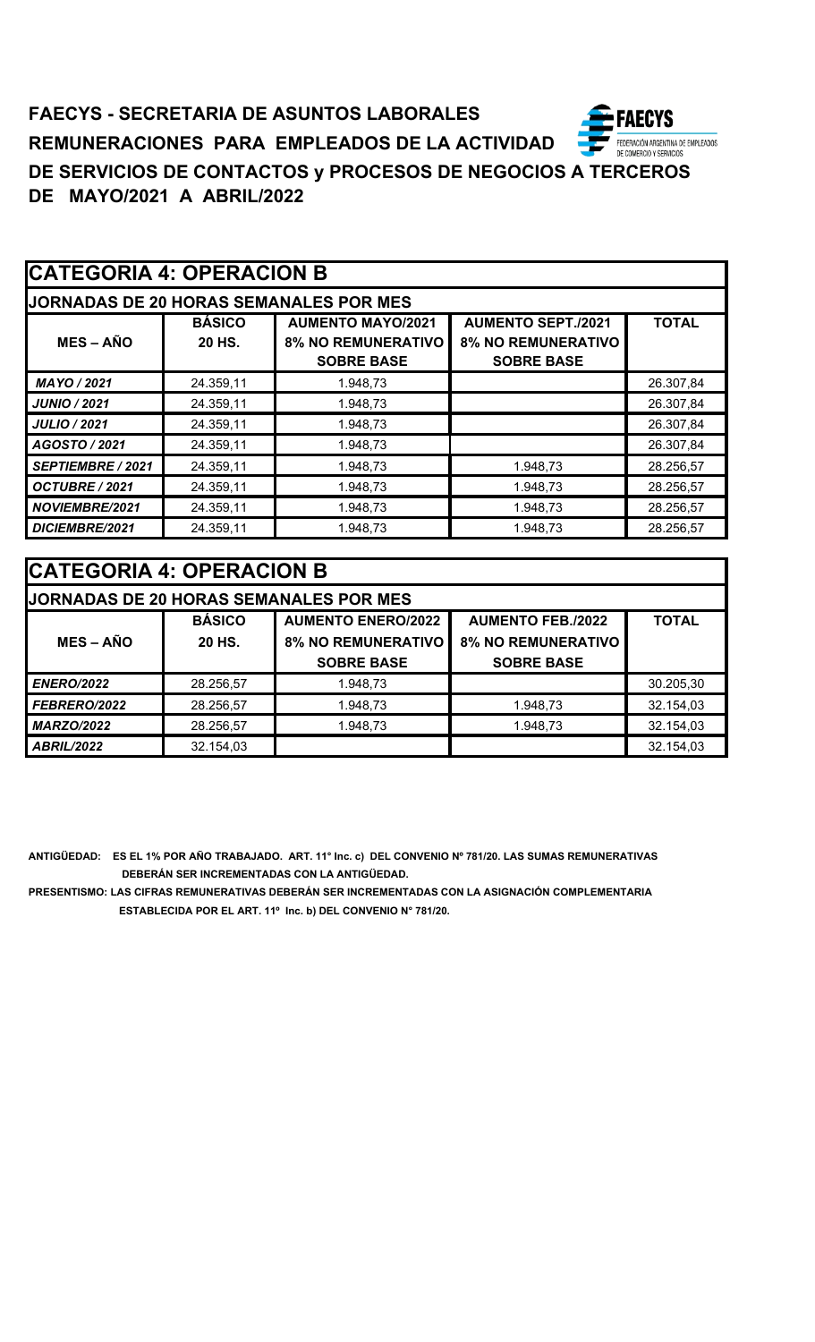**FAECYS - SECRETARIA DE ASUNTOS LABORALES**

**REMUNERACIONES PARA EMPLEADOS DE LA ACTIVIDAD**

**DE SERVICIOS DE CONTACTOS y PROCESOS DE NEGOCIOS A TERCEROS**

**DE MAYO/2021 A ABRIL/2022**

FAECYS FEDERACIÓN ARGENTINA DE EMPLEADOS DE COMERCIO Y SERVICIOS

## CATEGORIA 4: OPERACION B

**JORNADAS DE 20 HORAS SEMANALES POR MES**

| MES – AÑO | BÁSICO 20 HS. | AUMENTO MAYO/2021 8% NO REMUNERATIVO SOBRE BASE | AUMENTO SEPT./2021 8% NO REMUNERATIVO SOBRE BASE | TOTAL |
|---|---|---|---|---|
| *MAYO / 2021* | 24.359,11 | 1.948,73 | | 26.307,84 |
| *JUNIO / 2021* | 24.359,11 | 1.948,73 | | 26.307,84 |
| *JULIO / 2021* | 24.359,11 | 1.948,73 | | 26.307,84 |
| *AGOSTO / 2021* | 24.359,11 | 1.948,73 | | 26.307,84 |
| *SEPTIEMBRE / 2021* | 24.359,11 | 1.948,73 | 1.948,73 | 28.256,57 |
| *OCTUBRE / 2021* | 24.359,11 | 1.948,73 | 1.948,73 | 28.256,57 |
| *NOVIEMBRE/2021* | 24.359,11 | 1.948,73 | 1.948,73 | 28.256,57 |
| *DICIEMBRE/2021* | 24.359,11 | 1.948,73 | 1.948,73 | 28.256,57 |

## CATEGORIA 4: OPERACION B

**JORNADAS DE 20 HORAS SEMANALES POR MES**

| MES – AÑO | BÁSICO 20 HS. | AUMENTO ENERO/2022 8% NO REMUNERATIVO SOBRE BASE | AUMENTO FEB./2022 8% NO REMUNERATIVO SOBRE BASE | TOTAL |
|---|---|---|---|---|
| *ENERO/2022* | 28.256,57 | 1.948,73 | | 30.205,30 |
| *FEBRERO/2022* | 28.256,57 | 1.948,73 | 1.948,73 | 32.154,03 |
| *MARZO/2022* | 28.256,57 | 1.948,73 | 1.948,73 | 32.154,03 |
| *ABRIL/2022* | 32.154,03 | | | 32.154,03 |

**ANTIGÜEDAD: ES EL 1% POR AÑO TRABAJADO. ART. 11° Inc. c) DEL CONVENIO Nº 781/20. LAS SUMAS REMUNERATIVAS DEBERÁN SER INCREMENTADAS CON LA ANTIGÜEDAD.**

**PRESENTISMO: LAS CIFRAS REMUNERATIVAS DEBERÁN SER INCREMENTADAS CON LA ASIGNACIÓN COMPLEMENTARIA ESTABLECIDA POR EL ART. 11º Inc. b) DEL CONVENIO N° 781/20.**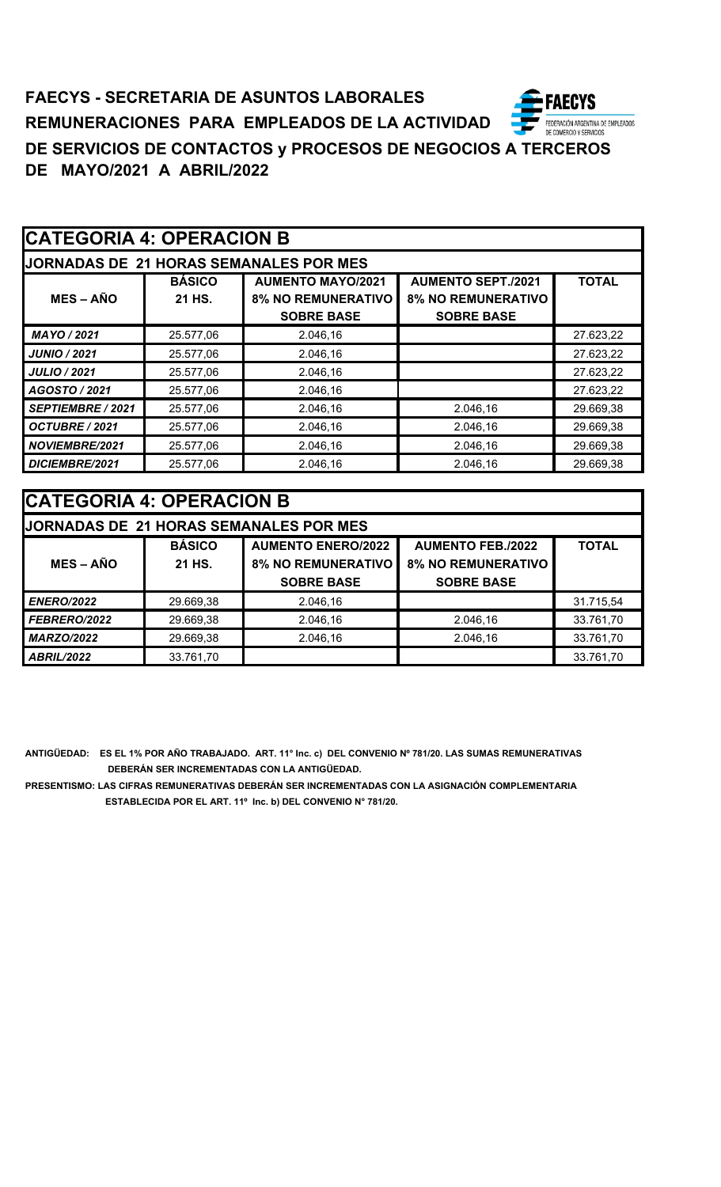**FAECYS - SECRETARIA DE ASUNTOS LABORALES**

**REMUNERACIONES PARA EMPLEADOS DE LA ACTIVIDAD**

**DE SERVICIOS DE CONTACTOS y PROCESOS DE NEGOCIOS A TERCEROS**

**DE MAYO/2021 A ABRIL/2022**

## CATEGORIA 4: OPERACION B

**JORNADAS DE 21 HORAS SEMANALES POR MES**

| MES – AÑO | BÁSICO 21 HS. | AUMENTO MAYO/2021 8% NO REMUNERATIVO SOBRE BASE | AUMENTO SEPT./2021 8% NO REMUNERATIVO SOBRE BASE | TOTAL |
|---|---|---|---|---|
| *MAYO / 2021* | 25.577,06 | 2.046,16 | | 27.623,22 |
| *JUNIO / 2021* | 25.577,06 | 2.046,16 | | 27.623,22 |
| *JULIO / 2021* | 25.577,06 | 2.046,16 | | 27.623,22 |
| *AGOSTO / 2021* | 25.577,06 | 2.046,16 | | 27.623,22 |
| *SEPTIEMBRE / 2021* | 25.577,06 | 2.046,16 | 2.046,16 | 29.669,38 |
| *OCTUBRE / 2021* | 25.577,06 | 2.046,16 | 2.046,16 | 29.669,38 |
| *NOVIEMBRE/2021* | 25.577,06 | 2.046,16 | 2.046,16 | 29.669,38 |
| *DICIEMBRE/2021* | 25.577,06 | 2.046,16 | 2.046,16 | 29.669,38 |

## CATEGORIA 4: OPERACION B

**JORNADAS DE 21 HORAS SEMANALES POR MES**

| MES – AÑO | BÁSICO 21 HS. | AUMENTO ENERO/2022 8% NO REMUNERATIVO SOBRE BASE | AUMENTO FEB./2022 8% NO REMUNERATIVO SOBRE BASE | TOTAL |
|---|---|---|---|---|
| *ENERO/2022* | 29.669,38 | 2.046,16 | | 31.715,54 |
| *FEBRERO/2022* | 29.669,38 | 2.046,16 | 2.046,16 | 33.761,70 |
| *MARZO/2022* | 29.669,38 | 2.046,16 | 2.046,16 | 33.761,70 |
| *ABRIL/2022* | 33.761,70 | | | 33.761,70 |

**ANTIGÜEDAD: ES EL 1% POR AÑO TRABAJADO. ART. 11° Inc. c) DEL CONVENIO Nº 781/20. LAS SUMAS REMUNERATIVAS DEBERÁN SER INCREMENTADAS CON LA ANTIGÜEDAD.**

**PRESENTISMO: LAS CIFRAS REMUNERATIVAS DEBERÁN SER INCREMENTADAS CON LA ASIGNACIÓN COMPLEMENTARIA ESTABLECIDA POR EL ART. 11º Inc. b) DEL CONVENIO N° 781/20.**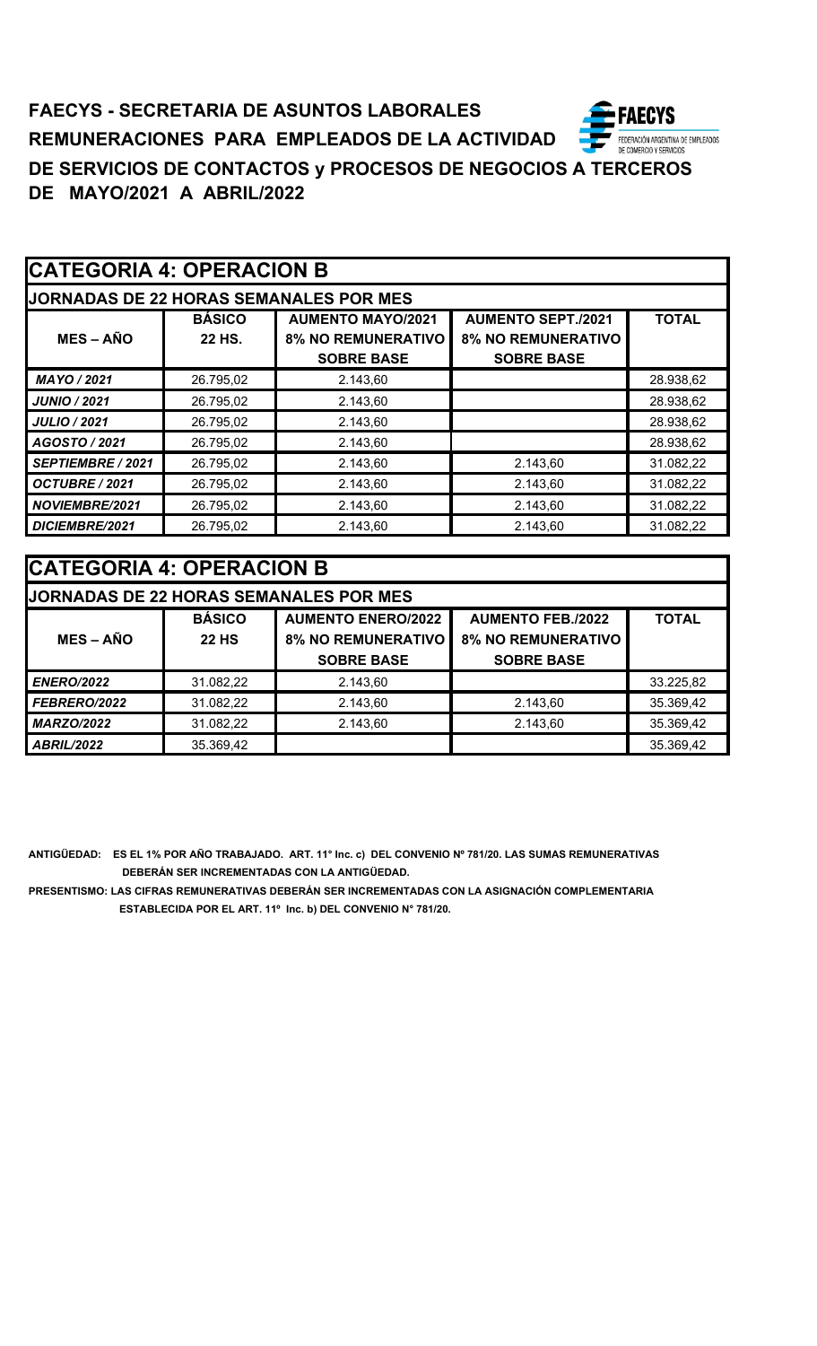**FAECYS - SECRETARIA DE ASUNTOS LABORALES**

**REMUNERACIONES PARA EMPLEADOS DE LA ACTIVIDAD DE SERVICIOS DE CONTACTOS y PROCESOS DE NEGOCIOS A TERCEROS**

**DE MAYO/2021 A ABRIL/2022**

## CATEGORIA 4: OPERACION B

**JORNADAS DE 22 HORAS SEMANALES POR MES**

| MES – AÑO | BÁSICO 22 HS. | AUMENTO MAYO/2021 8% NO REMUNERATIVO SOBRE BASE | AUMENTO SEPT./2021 8% NO REMUNERATIVO SOBRE BASE | TOTAL |
|---|---|---|---|---|
| *MAYO / 2021* | 26.795,02 | 2.143,60 | | 28.938,62 |
| *JUNIO / 2021* | 26.795,02 | 2.143,60 | | 28.938,62 |
| *JULIO / 2021* | 26.795,02 | 2.143,60 | | 28.938,62 |
| *AGOSTO / 2021* | 26.795,02 | 2.143,60 | | 28.938,62 |
| *SEPTIEMBRE / 2021* | 26.795,02 | 2.143,60 | 2.143,60 | 31.082,22 |
| *OCTUBRE / 2021* | 26.795,02 | 2.143,60 | 2.143,60 | 31.082,22 |
| *NOVIEMBRE/2021* | 26.795,02 | 2.143,60 | 2.143,60 | 31.082,22 |
| *DICIEMBRE/2021* | 26.795,02 | 2.143,60 | 2.143,60 | 31.082,22 |

## CATEGORIA 4: OPERACION B

**JORNADAS DE 22 HORAS SEMANALES POR MES**

| MES – AÑO | BÁSICO 22 HS | AUMENTO ENERO/2022 8% NO REMUNERATIVO SOBRE BASE | AUMENTO FEB./2022 8% NO REMUNERATIVO SOBRE BASE | TOTAL |
|---|---|---|---|---|
| *ENERO/2022* | 31.082,22 | 2.143,60 | | 33.225,82 |
| *FEBRERO/2022* | 31.082,22 | 2.143,60 | 2.143,60 | 35.369,42 |
| *MARZO/2022* | 31.082,22 | 2.143,60 | 2.143,60 | 35.369,42 |
| *ABRIL/2022* | 35.369,42 | | | 35.369,42 |

**ANTIGÜEDAD: ES EL 1% POR AÑO TRABAJADO. ART. 11° Inc. c) DEL CONVENIO Nº 781/20. LAS SUMAS REMUNERATIVAS DEBERÁN SER INCREMENTADAS CON LA ANTIGÜEDAD.**

**PRESENTISMO: LAS CIFRAS REMUNERATIVAS DEBERÁN SER INCREMENTADAS CON LA ASIGNACIÓN COMPLEMENTARIA ESTABLECIDA POR EL ART. 11º Inc. b) DEL CONVENIO N° 781/20.**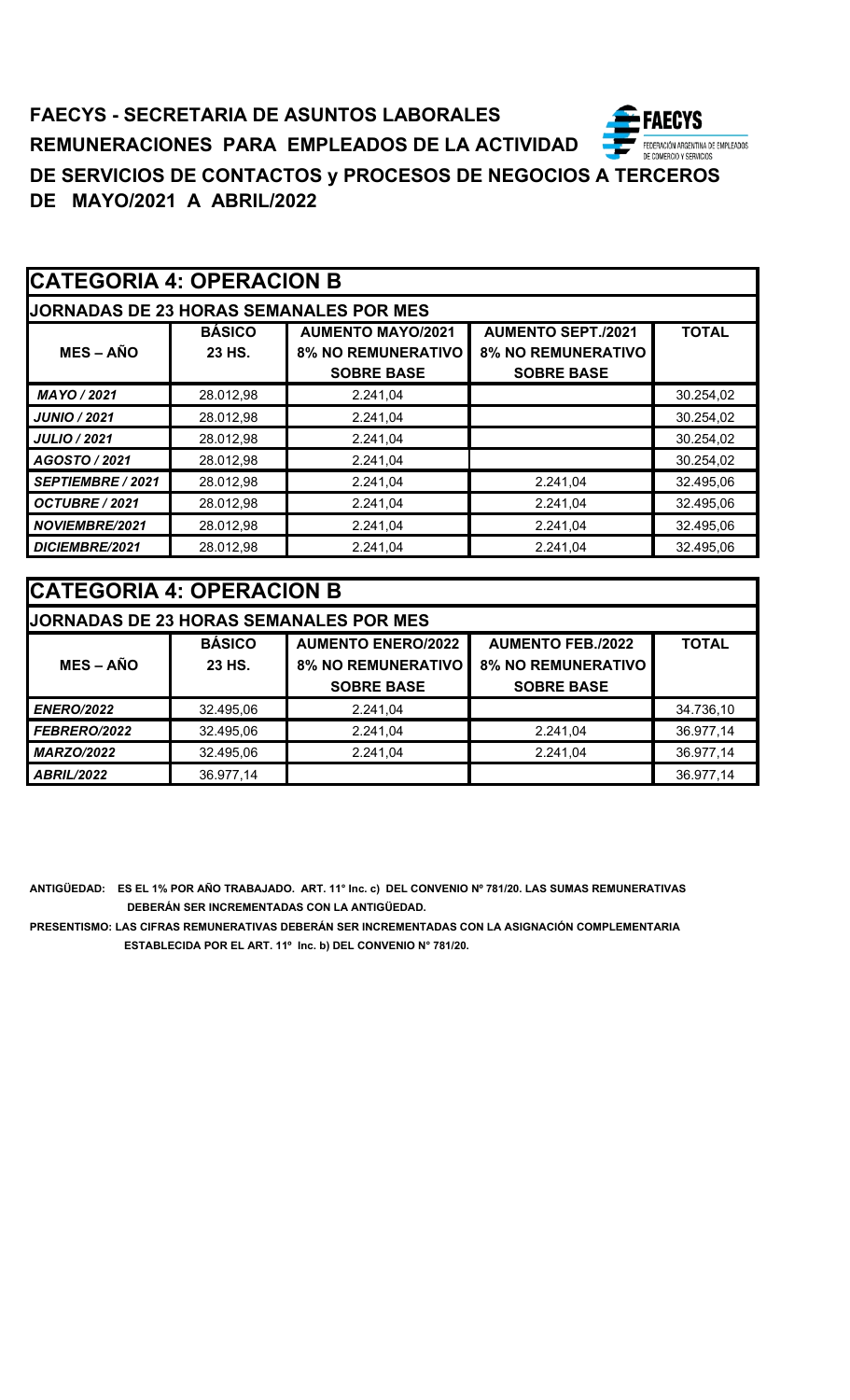# FAECYS - SECRETARIA DE ASUNTOS LABORALES

## REMUNERACIONES PARA EMPLEADOS DE LA ACTIVIDAD DE SERVICIOS DE CONTACTOS y PROCESOS DE NEGOCIOS A TERCEROS DE MAYO/2021 A ABRIL/2022

### CATEGORIA 4: OPERACION B

**JORNADAS DE 23 HORAS SEMANALES POR MES**

| MES – AÑO | BÁSICO 23 HS. | AUMENTO MAYO/2021 8% NO REMUNERATIVO SOBRE BASE | AUMENTO SEPT./2021 8% NO REMUNERATIVO SOBRE BASE | TOTAL |
|---|---|---|---|---|
| *MAYO / 2021* | 28.012,98 | 2.241,04 | | 30.254,02 |
| *JUNIO / 2021* | 28.012,98 | 2.241,04 | | 30.254,02 |
| *JULIO / 2021* | 28.012,98 | 2.241,04 | | 30.254,02 |
| *AGOSTO / 2021* | 28.012,98 | 2.241,04 | | 30.254,02 |
| *SEPTIEMBRE / 2021* | 28.012,98 | 2.241,04 | 2.241,04 | 32.495,06 |
| *OCTUBRE / 2021* | 28.012,98 | 2.241,04 | 2.241,04 | 32.495,06 |
| *NOVIEMBRE/2021* | 28.012,98 | 2.241,04 | 2.241,04 | 32.495,06 |
| *DICIEMBRE/2021* | 28.012,98 | 2.241,04 | 2.241,04 | 32.495,06 |

### CATEGORIA 4: OPERACION B

**JORNADAS DE 23 HORAS SEMANALES POR MES**

| MES – AÑO | BÁSICO 23 HS. | AUMENTO ENERO/2022 8% NO REMUNERATIVO SOBRE BASE | AUMENTO FEB./2022 8% NO REMUNERATIVO SOBRE BASE | TOTAL |
|---|---|---|---|---|
| *ENERO/2022* | 32.495,06 | 2.241,04 | | 34.736,10 |
| *FEBRERO/2022* | 32.495,06 | 2.241,04 | 2.241,04 | 36.977,14 |
| *MARZO/2022* | 32.495,06 | 2.241,04 | 2.241,04 | 36.977,14 |
| *ABRIL/2022* | 36.977,14 | | | 36.977,14 |

**ANTIGÜEDAD: ES EL 1% POR AÑO TRABAJADO. ART. 11° Inc. c) DEL CONVENIO Nº 781/20. LAS SUMAS REMUNERATIVAS DEBERÁN SER INCREMENTADAS CON LA ANTIGÜEDAD.**

**PRESENTISMO: LAS CIFRAS REMUNERATIVAS DEBERÁN SER INCREMENTADAS CON LA ASIGNACIÓN COMPLEMENTARIA ESTABLECIDA POR EL ART. 11º Inc. b) DEL CONVENIO N° 781/20.**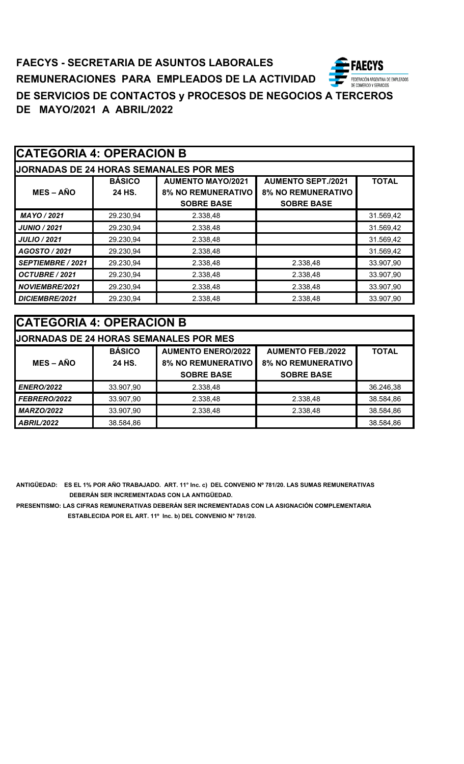**FAECYS - SECRETARIA DE ASUNTOS LABORALES**

**REMUNERACIONES PARA EMPLEADOS DE LA ACTIVIDAD**

**DE SERVICIOS DE CONTACTOS y PROCESOS DE NEGOCIOS A TERCEROS**

**DE MAYO/2021 A ABRIL/2022**

## CATEGORIA 4: OPERACION B

**JORNADAS DE 24 HORAS SEMANALES POR MES**

| MES – AÑO | BÁSICO 24 HS. | AUMENTO MAYO/2021 8% NO REMUNERATIVO SOBRE BASE | AUMENTO SEPT./2021 8% NO REMUNERATIVO SOBRE BASE | TOTAL |
|---|---|---|---|---|
| *MAYO / 2021* | 29.230,94 | 2.338,48 | | 31.569,42 |
| *JUNIO / 2021* | 29.230,94 | 2.338,48 | | 31.569,42 |
| *JULIO / 2021* | 29.230,94 | 2.338,48 | | 31.569,42 |
| *AGOSTO / 2021* | 29.230,94 | 2.338,48 | | 31.569,42 |
| *SEPTIEMBRE / 2021* | 29.230,94 | 2.338,48 | 2.338,48 | 33.907,90 |
| *OCTUBRE / 2021* | 29.230,94 | 2.338,48 | 2.338,48 | 33.907,90 |
| *NOVIEMBRE/2021* | 29.230,94 | 2.338,48 | 2.338,48 | 33.907,90 |
| *DICIEMBRE/2021* | 29.230,94 | 2.338,48 | 2.338,48 | 33.907,90 |

## CATEGORIA 4: OPERACION B

**JORNADAS DE 24 HORAS SEMANALES POR MES**

| MES – AÑO | BÁSICO 24 HS. | AUMENTO ENERO/2022 8% NO REMUNERATIVO SOBRE BASE | AUMENTO FEB./2022 8% NO REMUNERATIVO SOBRE BASE | TOTAL |
|---|---|---|---|---|
| *ENERO/2022* | 33.907,90 | 2.338,48 | | 36.246,38 |
| *FEBRERO/2022* | 33.907,90 | 2.338,48 | 2.338,48 | 38.584,86 |
| *MARZO/2022* | 33.907,90 | 2.338,48 | 2.338,48 | 38.584,86 |
| *ABRIL/2022* | 38.584,86 | | | 38.584,86 |

**ANTIGÜEDAD: ES EL 1% POR AÑO TRABAJADO. ART. 11° Inc. c) DEL CONVENIO Nº 781/20. LAS SUMAS REMUNERATIVAS DEBERÁN SER INCREMENTADAS CON LA ANTIGÜEDAD.**

**PRESENTISMO: LAS CIFRAS REMUNERATIVAS DEBERÁN SER INCREMENTADAS CON LA ASIGNACIÓN COMPLEMENTARIA ESTABLECIDA POR EL ART. 11º Inc. b) DEL CONVENIO N° 781/20.**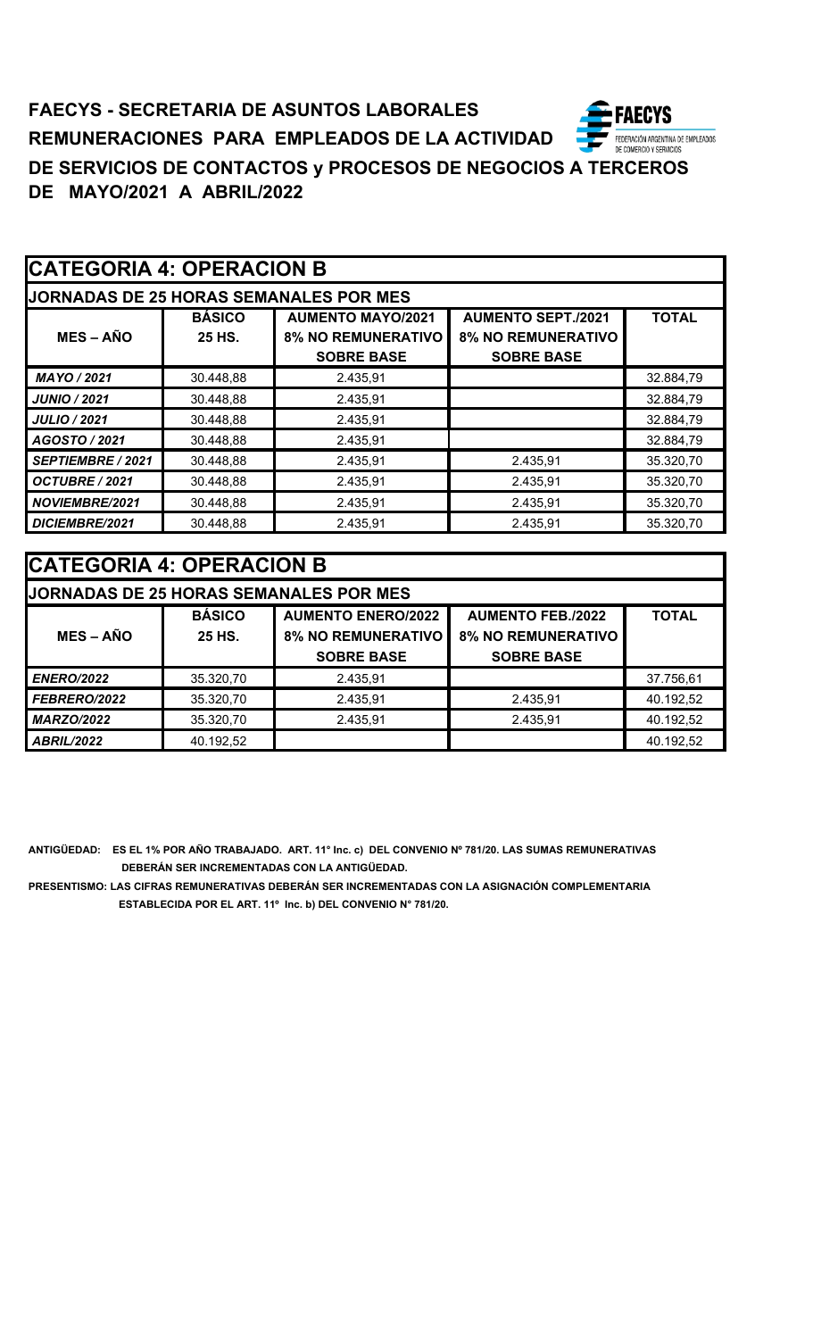**FAECYS - SECRETARIA DE ASUNTOS LABORALES**

**REMUNERACIONES PARA EMPLEADOS DE LA ACTIVIDAD**

**DE SERVICIOS DE CONTACTOS y PROCESOS DE NEGOCIOS A TERCEROS**

**DE MAYO/2021 A ABRIL/2022**

## CATEGORIA 4: OPERACION B

**JORNADAS DE 25 HORAS SEMANALES POR MES**

| MES – AÑO | BÁSICO 25 HS. | AUMENTO MAYO/2021 8% NO REMUNERATIVO SOBRE BASE | AUMENTO SEPT./2021 8% NO REMUNERATIVO SOBRE BASE | TOTAL |
|---|---|---|---|---|
| *MAYO / 2021* | 30.448,88 | 2.435,91 | | 32.884,79 |
| *JUNIO / 2021* | 30.448,88 | 2.435,91 | | 32.884,79 |
| *JULIO / 2021* | 30.448,88 | 2.435,91 | | 32.884,79 |
| *AGOSTO / 2021* | 30.448,88 | 2.435,91 | | 32.884,79 |
| *SEPTIEMBRE / 2021* | 30.448,88 | 2.435,91 | 2.435,91 | 35.320,70 |
| *OCTUBRE / 2021* | 30.448,88 | 2.435,91 | 2.435,91 | 35.320,70 |
| *NOVIEMBRE/2021* | 30.448,88 | 2.435,91 | 2.435,91 | 35.320,70 |
| *DICIEMBRE/2021* | 30.448,88 | 2.435,91 | 2.435,91 | 35.320,70 |

## CATEGORIA 4: OPERACION B

**JORNADAS DE 25 HORAS SEMANALES POR MES**

| MES – AÑO | BÁSICO 25 HS. | AUMENTO ENERO/2022 8% NO REMUNERATIVO SOBRE BASE | AUMENTO FEB./2022 8% NO REMUNERATIVO SOBRE BASE | TOTAL |
|---|---|---|---|---|
| *ENERO/2022* | 35.320,70 | 2.435,91 | | 37.756,61 |
| *FEBRERO/2022* | 35.320,70 | 2.435,91 | 2.435,91 | 40.192,52 |
| *MARZO/2022* | 35.320,70 | 2.435,91 | 2.435,91 | 40.192,52 |
| *ABRIL/2022* | 40.192,52 | | | 40.192,52 |

**ANTIGÜEDAD: ES EL 1% POR AÑO TRABAJADO. ART. 11° Inc. c) DEL CONVENIO Nº 781/20. LAS SUMAS REMUNERATIVAS DEBERÁN SER INCREMENTADAS CON LA ANTIGÜEDAD.**

**PRESENTISMO: LAS CIFRAS REMUNERATIVAS DEBERÁN SER INCREMENTADAS CON LA ASIGNACIÓN COMPLEMENTARIA ESTABLECIDA POR EL ART. 11º Inc. b) DEL CONVENIO N° 781/20.**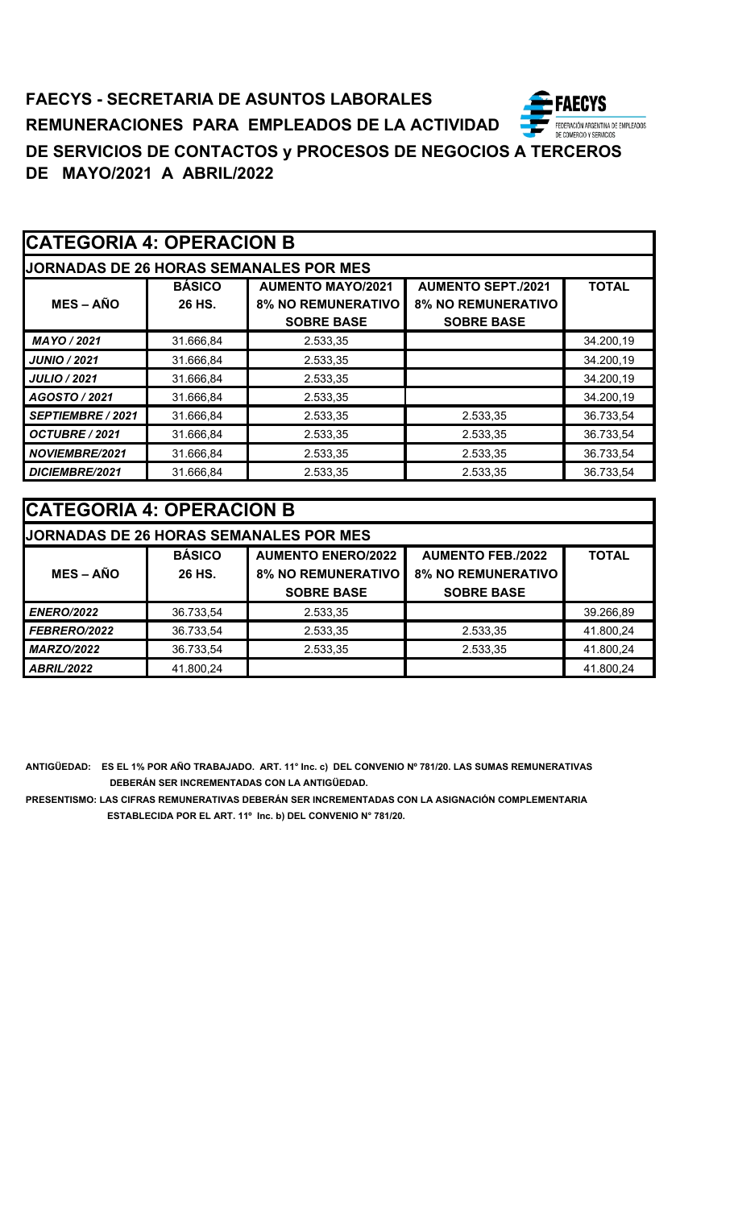# FAECYS - SECRETARIA DE ASUNTOS LABORALES

## REMUNERACIONES PARA EMPLEADOS DE LA ACTIVIDAD DE SERVICIOS DE CONTACTOS y PROCESOS DE NEGOCIOS A TERCEROS DE MAYO/2021 A ABRIL/2022

FAECYS
FEDERACIÓN ARGENTINA DE EMPLEADOS DE COMERCIO Y SERVICIOS

| CATEGORIA 4: OPERACION B | | | | |
|---|---|---|---|---|
| **JORNADAS DE 26 HORAS SEMANALES POR MES** | | | | |
| **MES – AÑO** | **BÁSICO 26 HS.** | **AUMENTO MAYO/2021 8% NO REMUNERATIVO SOBRE BASE** | **AUMENTO SEPT./2021 8% NO REMUNERATIVO SOBRE BASE** | **TOTAL** |
| ***MAYO / 2021*** | 31.666,84 | 2.533,35 | | 34.200,19 |
| ***JUNIO / 2021*** | 31.666,84 | 2.533,35 | | 34.200,19 |
| ***JULIO / 2021*** | 31.666,84 | 2.533,35 | | 34.200,19 |
| ***AGOSTO / 2021*** | 31.666,84 | 2.533,35 | | 34.200,19 |
| ***SEPTIEMBRE / 2021*** | 31.666,84 | 2.533,35 | 2.533,35 | 36.733,54 |
| ***OCTUBRE / 2021*** | 31.666,84 | 2.533,35 | 2.533,35 | 36.733,54 |
| ***NOVIEMBRE/2021*** | 31.666,84 | 2.533,35 | 2.533,35 | 36.733,54 |
| ***DICIEMBRE/2021*** | 31.666,84 | 2.533,35 | 2.533,35 | 36.733,54 |

| CATEGORIA 4: OPERACION B | | | | |
|---|---|---|---|---|
| **JORNADAS DE 26 HORAS SEMANALES POR MES** | | | | |
| **MES – AÑO** | **BÁSICO 26 HS.** | **AUMENTO ENERO/2022 8% NO REMUNERATIVO SOBRE BASE** | **AUMENTO FEB./2022 8% NO REMUNERATIVO SOBRE BASE** | **TOTAL** |
| ***ENERO/2022*** | 36.733,54 | 2.533,35 | | 39.266,89 |
| ***FEBRERO/2022*** | 36.733,54 | 2.533,35 | 2.533,35 | 41.800,24 |
| ***MARZO/2022*** | 36.733,54 | 2.533,35 | 2.533,35 | 41.800,24 |
| ***ABRIL/2022*** | 41.800,24 | | | 41.800,24 |

**ANTIGÜEDAD: ES EL 1% POR AÑO TRABAJADO. ART. 11° Inc. c) DEL CONVENIO Nº 781/20. LAS SUMAS REMUNERATIVAS DEBERÁN SER INCREMENTADAS CON LA ANTIGÜEDAD.**

**PRESENTISMO: LAS CIFRAS REMUNERATIVAS DEBERÁN SER INCREMENTADAS CON LA ASIGNACIÓN COMPLEMENTARIA ESTABLECIDA POR EL ART. 11º Inc. b) DEL CONVENIO N° 781/20.**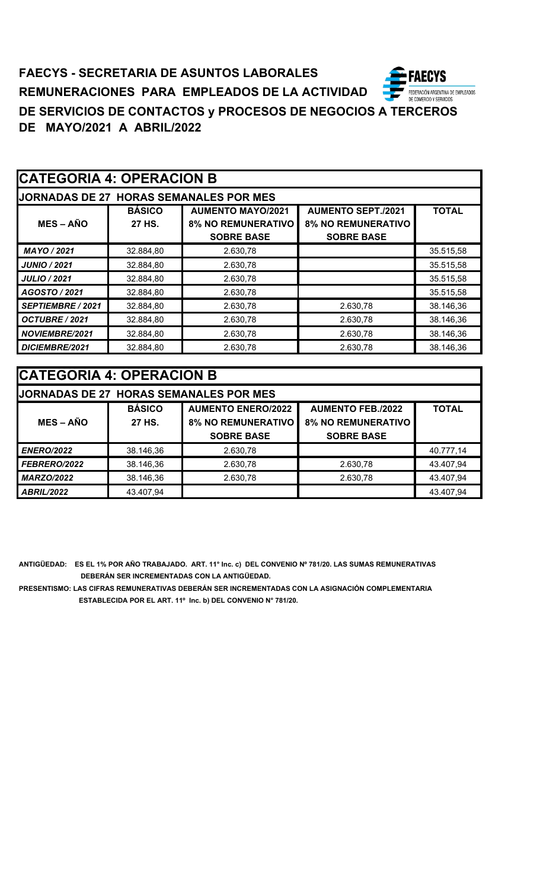**FAECYS - SECRETARIA DE ASUNTOS LABORALES**

**REMUNERACIONES PARA EMPLEADOS DE LA ACTIVIDAD**

**DE SERVICIOS DE CONTACTOS y PROCESOS DE NEGOCIOS A TERCEROS**

**DE MAYO/2021 A ABRIL/2022**

## CATEGORIA 4: OPERACION B

**JORNADAS DE 27 HORAS SEMANALES POR MES**

| MES – AÑO | BÁSICO 27 HS. | AUMENTO MAYO/2021 8% NO REMUNERATIVO SOBRE BASE | AUMENTO SEPT./2021 8% NO REMUNERATIVO SOBRE BASE | TOTAL |
|---|---|---|---|---|
| *MAYO / 2021* | 32.884,80 | 2.630,78 | | 35.515,58 |
| *JUNIO / 2021* | 32.884,80 | 2.630,78 | | 35.515,58 |
| *JULIO / 2021* | 32.884,80 | 2.630,78 | | 35.515,58 |
| *AGOSTO / 2021* | 32.884,80 | 2.630,78 | | 35.515,58 |
| *SEPTIEMBRE / 2021* | 32.884,80 | 2.630,78 | 2.630,78 | 38.146,36 |
| *OCTUBRE / 2021* | 32.884,80 | 2.630,78 | 2.630,78 | 38.146,36 |
| *NOVIEMBRE/2021* | 32.884,80 | 2.630,78 | 2.630,78 | 38.146,36 |
| *DICIEMBRE/2021* | 32.884,80 | 2.630,78 | 2.630,78 | 38.146,36 |

## CATEGORIA 4: OPERACION B

**JORNADAS DE 27 HORAS SEMANALES POR MES**

| MES – AÑO | BÁSICO 27 HS. | AUMENTO ENERO/2022 8% NO REMUNERATIVO SOBRE BASE | AUMENTO FEB./2022 8% NO REMUNERATIVO SOBRE BASE | TOTAL |
|---|---|---|---|---|
| *ENERO/2022* | 38.146,36 | 2.630,78 | | 40.777,14 |
| *FEBRERO/2022* | 38.146,36 | 2.630,78 | 2.630,78 | 43.407,94 |
| *MARZO/2022* | 38.146,36 | 2.630,78 | 2.630,78 | 43.407,94 |
| *ABRIL/2022* | 43.407,94 | | | 43.407,94 |

**ANTIGÜEDAD: ES EL 1% POR AÑO TRABAJADO. ART. 11° Inc. c) DEL CONVENIO Nº 781/20. LAS SUMAS REMUNERATIVAS DEBERÁN SER INCREMENTADAS CON LA ANTIGÜEDAD.**

**PRESENTISMO: LAS CIFRAS REMUNERATIVAS DEBERÁN SER INCREMENTADAS CON LA ASIGNACIÓN COMPLEMENTARIA ESTABLECIDA POR EL ART. 11º Inc. b) DEL CONVENIO N° 781/20.**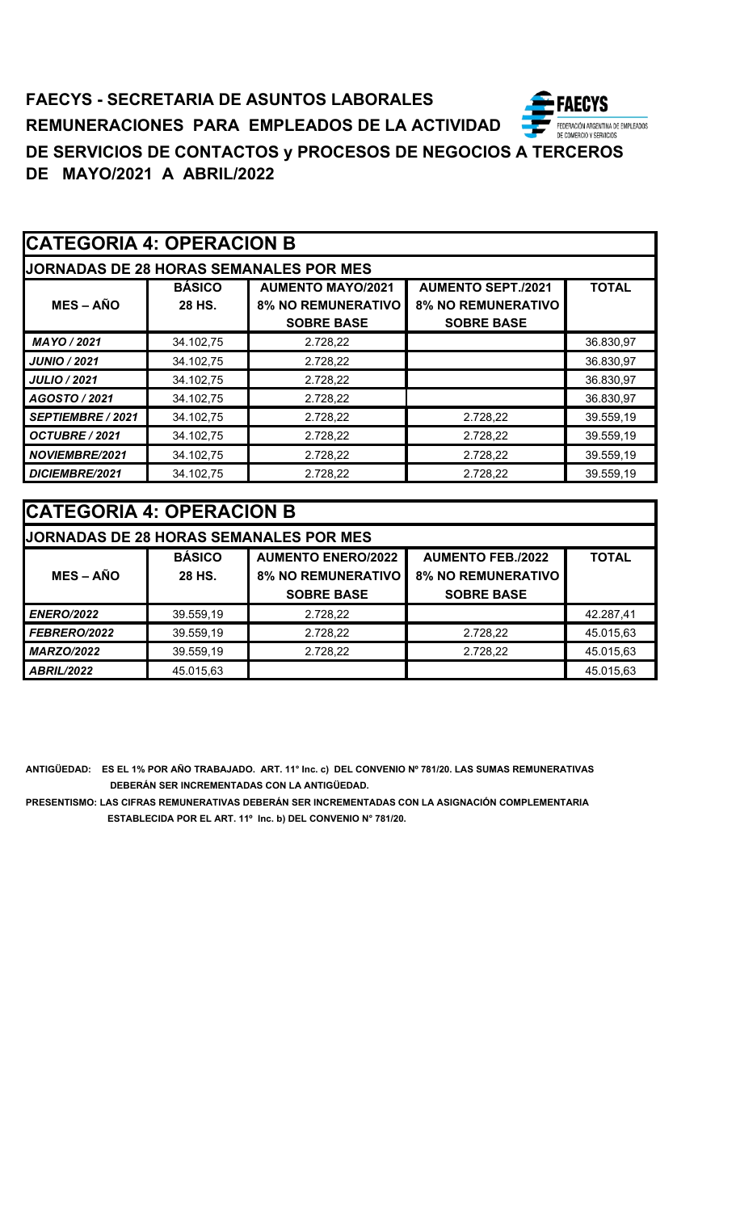**FAECYS - SECRETARIA DE ASUNTOS LABORALES**
**REMUNERACIONES PARA EMPLEADOS DE LA ACTIVIDAD**
**DE SERVICIOS DE CONTACTOS y PROCESOS DE NEGOCIOS A TERCEROS**
**DE MAYO/2021 A ABRIL/2022**

| CATEGORIA 4: OPERACION B | | | | |
|---|---|---|---|---|
| JORNADAS DE 28 HORAS SEMANALES POR MES | | | | |
| MES – AÑO | BÁSICO 28 HS. | AUMENTO MAYO/2021 8% NO REMUNERATIVO SOBRE BASE | AUMENTO SEPT./2021 8% NO REMUNERATIVO SOBRE BASE | TOTAL |
| *MAYO / 2021* | 34.102,75 | 2.728,22 | | 36.830,97 |
| *JUNIO / 2021* | 34.102,75 | 2.728,22 | | 36.830,97 |
| *JULIO / 2021* | 34.102,75 | 2.728,22 | | 36.830,97 |
| *AGOSTO / 2021* | 34.102,75 | 2.728,22 | | 36.830,97 |
| *SEPTIEMBRE / 2021* | 34.102,75 | 2.728,22 | 2.728,22 | 39.559,19 |
| *OCTUBRE / 2021* | 34.102,75 | 2.728,22 | 2.728,22 | 39.559,19 |
| *NOVIEMBRE/2021* | 34.102,75 | 2.728,22 | 2.728,22 | 39.559,19 |
| *DICIEMBRE/2021* | 34.102,75 | 2.728,22 | 2.728,22 | 39.559,19 |

| CATEGORIA 4: OPERACION B | | | | |
|---|---|---|---|---|
| JORNADAS DE 28 HORAS SEMANALES POR MES | | | | |
| MES – AÑO | BÁSICO 28 HS. | AUMENTO ENERO/2022 8% NO REMUNERATIVO SOBRE BASE | AUMENTO FEB./2022 8% NO REMUNERATIVO SOBRE BASE | TOTAL |
| *ENERO/2022* | 39.559,19 | 2.728,22 | | 42.287,41 |
| *FEBRERO/2022* | 39.559,19 | 2.728,22 | 2.728,22 | 45.015,63 |
| *MARZO/2022* | 39.559,19 | 2.728,22 | 2.728,22 | 45.015,63 |
| *ABRIL/2022* | 45.015,63 | | | 45.015,63 |

**ANTIGÜEDAD: ES EL 1% POR AÑO TRABAJADO. ART. 11° Inc. c) DEL CONVENIO Nº 781/20. LAS SUMAS REMUNERATIVAS DEBERÁN SER INCREMENTADAS CON LA ANTIGÜEDAD.**

**PRESENTISMO: LAS CIFRAS REMUNERATIVAS DEBERÁN SER INCREMENTADAS CON LA ASIGNACIÓN COMPLEMENTARIA ESTABLECIDA POR EL ART. 11º Inc. b) DEL CONVENIO N° 781/20.**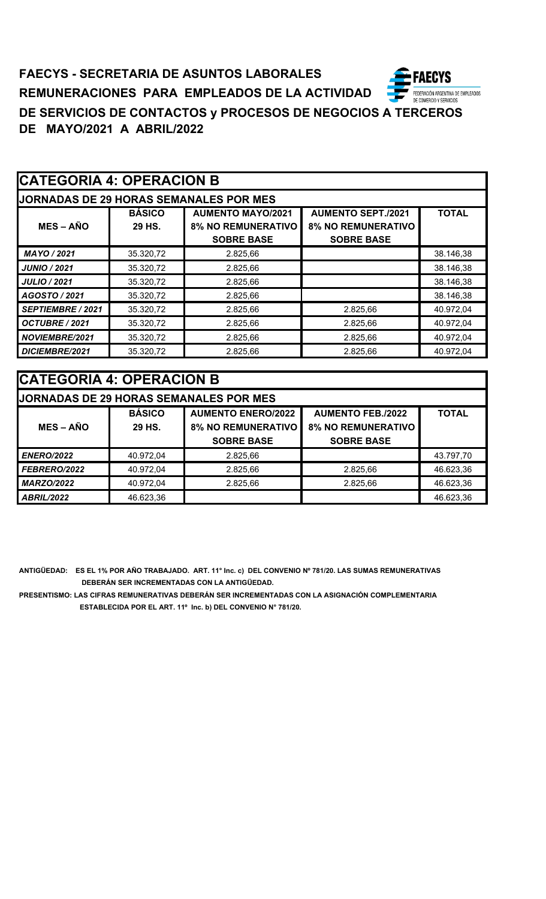**FAECYS - SECRETARIA DE ASUNTOS LABORALES**

**REMUNERACIONES PARA EMPLEADOS DE LA ACTIVIDAD DE SERVICIOS DE CONTACTOS y PROCESOS DE NEGOCIOS A TERCEROS DE MAYO/2021 A ABRIL/2022**

FAECYS
FEDERACIÓN ARGENTINA DE EMPLEADOS DE COMERCIO Y SERVICIOS

## CATEGORIA 4: OPERACION B

**JORNADAS DE 29 HORAS SEMANALES POR MES**

| MES – AÑO | BÁSICO 29 HS. | AUMENTO MAYO/2021 8% NO REMUNERATIVO SOBRE BASE | AUMENTO SEPT./2021 8% NO REMUNERATIVO SOBRE BASE | TOTAL |
|---|---|---|---|---|
| *MAYO / 2021* | 35.320,72 | 2.825,66 | | 38.146,38 |
| *JUNIO / 2021* | 35.320,72 | 2.825,66 | | 38.146,38 |
| *JULIO / 2021* | 35.320,72 | 2.825,66 | | 38.146,38 |
| *AGOSTO / 2021* | 35.320,72 | 2.825,66 | | 38.146,38 |
| *SEPTIEMBRE / 2021* | 35.320,72 | 2.825,66 | 2.825,66 | 40.972,04 |
| *OCTUBRE / 2021* | 35.320,72 | 2.825,66 | 2.825,66 | 40.972,04 |
| *NOVIEMBRE/2021* | 35.320,72 | 2.825,66 | 2.825,66 | 40.972,04 |
| *DICIEMBRE/2021* | 35.320,72 | 2.825,66 | 2.825,66 | 40.972,04 |

## CATEGORIA 4: OPERACION B

**JORNADAS DE 29 HORAS SEMANALES POR MES**

| MES – AÑO | BÁSICO 29 HS. | AUMENTO ENERO/2022 8% NO REMUNERATIVO SOBRE BASE | AUMENTO FEB./2022 8% NO REMUNERATIVO SOBRE BASE | TOTAL |
|---|---|---|---|---|
| *ENERO/2022* | 40.972,04 | 2.825,66 | | 43.797,70 |
| *FEBRERO/2022* | 40.972,04 | 2.825,66 | 2.825,66 | 46.623,36 |
| *MARZO/2022* | 40.972,04 | 2.825,66 | 2.825,66 | 46.623,36 |
| *ABRIL/2022* | 46.623,36 | | | 46.623,36 |

**ANTIGÜEDAD: ES EL 1% POR AÑO TRABAJADO. ART. 11° Inc. c) DEL CONVENIO Nº 781/20. LAS SUMAS REMUNERATIVAS DEBERÁN SER INCREMENTADAS CON LA ANTIGÜEDAD.**

**PRESENTISMO: LAS CIFRAS REMUNERATIVAS DEBERÁN SER INCREMENTADAS CON LA ASIGNACIÓN COMPLEMENTARIA ESTABLECIDA POR EL ART. 11º Inc. b) DEL CONVENIO N° 781/20.**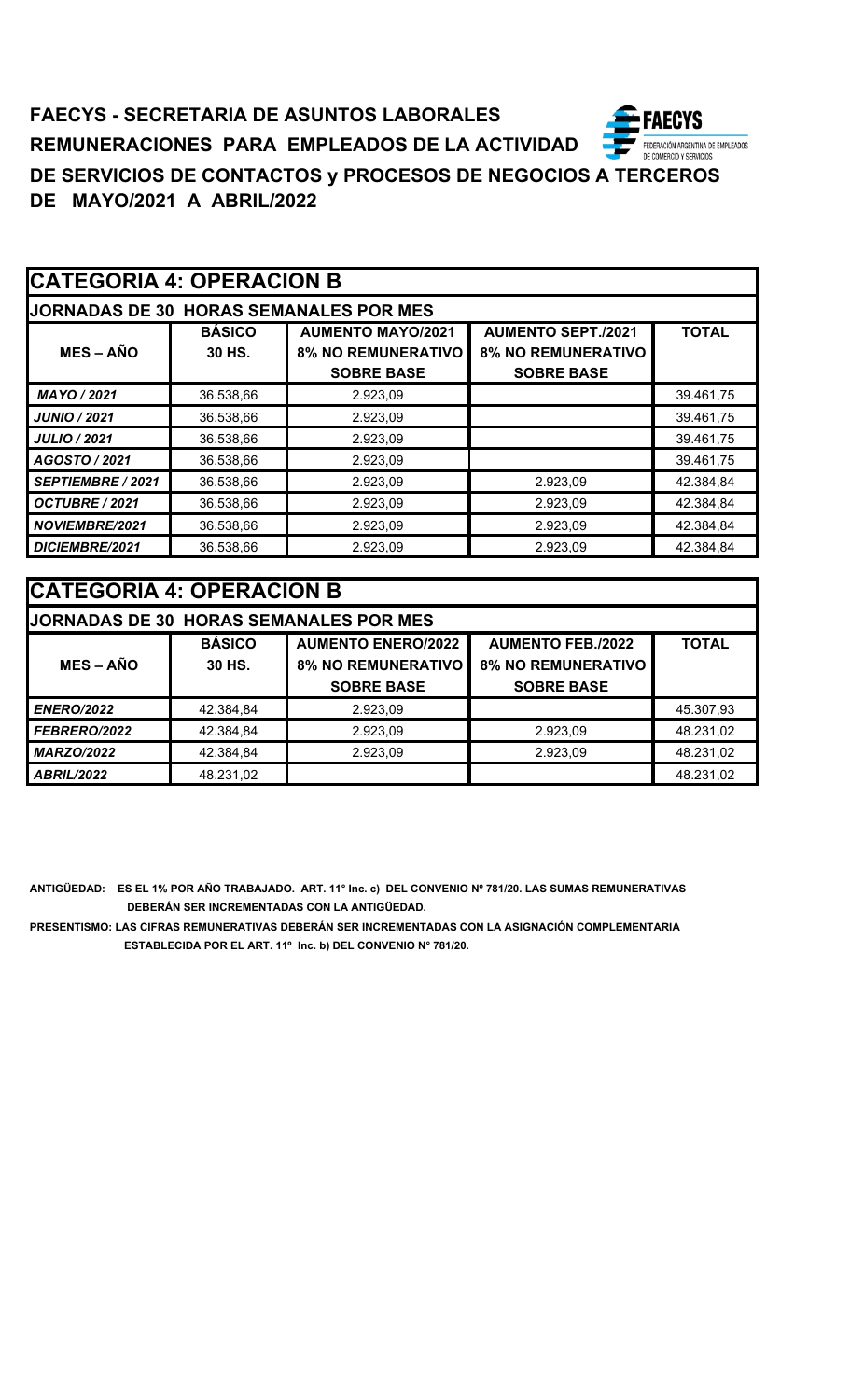# FAECYS - SECRETARIA DE ASUNTOS LABORALES

# REMUNERACIONES PARA EMPLEADOS DE LA ACTIVIDAD DE SERVICIOS DE CONTACTOS y PROCESOS DE NEGOCIOS A TERCEROS

# DE MAYO/2021 A ABRIL/2022

## CATEGORIA 4: OPERACION B

**JORNADAS DE 30 HORAS SEMANALES POR MES**

| MES – AÑO | BÁSICO 30 HS. | AUMENTO MAYO/2021 8% NO REMUNERATIVO SOBRE BASE | AUMENTO SEPT./2021 8% NO REMUNERATIVO SOBRE BASE | TOTAL |
|---|---|---|---|---|
| *MAYO / 2021* | 36.538,66 | 2.923,09 | | 39.461,75 |
| *JUNIO / 2021* | 36.538,66 | 2.923,09 | | 39.461,75 |
| *JULIO / 2021* | 36.538,66 | 2.923,09 | | 39.461,75 |
| *AGOSTO / 2021* | 36.538,66 | 2.923,09 | | 39.461,75 |
| *SEPTIEMBRE / 2021* | 36.538,66 | 2.923,09 | 2.923,09 | 42.384,84 |
| *OCTUBRE / 2021* | 36.538,66 | 2.923,09 | 2.923,09 | 42.384,84 |
| *NOVIEMBRE/2021* | 36.538,66 | 2.923,09 | 2.923,09 | 42.384,84 |
| *DICIEMBRE/2021* | 36.538,66 | 2.923,09 | 2.923,09 | 42.384,84 |

## CATEGORIA 4: OPERACION B

**JORNADAS DE 30 HORAS SEMANALES POR MES**

| MES – AÑO | BÁSICO 30 HS. | AUMENTO ENERO/2022 8% NO REMUNERATIVO SOBRE BASE | AUMENTO FEB./2022 8% NO REMUNERATIVO SOBRE BASE | TOTAL |
|---|---|---|---|---|
| *ENERO/2022* | 42.384,84 | 2.923,09 | | 45.307,93 |
| *FEBRERO/2022* | 42.384,84 | 2.923,09 | 2.923,09 | 48.231,02 |
| *MARZO/2022* | 42.384,84 | 2.923,09 | 2.923,09 | 48.231,02 |
| *ABRIL/2022* | 48.231,02 | | | 48.231,02 |

**ANTIGÜEDAD:** ES EL 1% POR AÑO TRABAJADO. ART. 11° Inc. c) DEL CONVENIO Nº 781/20. LAS SUMAS REMUNERATIVAS DEBERÁN SER INCREMENTADAS CON LA ANTIGÜEDAD.

**PRESENTISMO:** LAS CIFRAS REMUNERATIVAS DEBERÁN SER INCREMENTADAS CON LA ASIGNACIÓN COMPLEMENTARIA ESTABLECIDA POR EL ART. 11º Inc. b) DEL CONVENIO N° 781/20.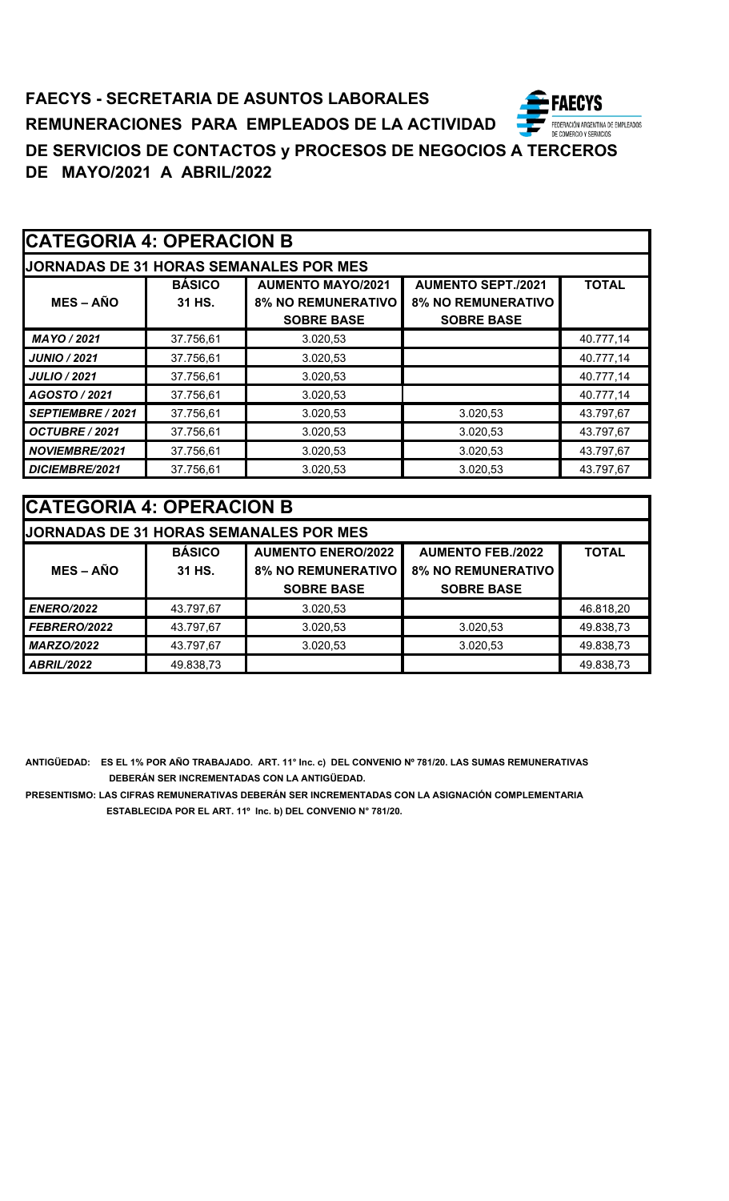**FAECYS - SECRETARIA DE ASUNTOS LABORALES**

**REMUNERACIONES PARA EMPLEADOS DE LA ACTIVIDAD DE SERVICIOS DE CONTACTOS y PROCESOS DE NEGOCIOS A TERCEROS**

**DE MAYO/2021 A ABRIL/2022**

FAECYS — FEDERACIÓN ARGENTINA DE EMPLEADOS DE COMERCIO Y SERVICIOS

## CATEGORIA 4: OPERACION B

**JORNADAS DE 31 HORAS SEMANALES POR MES**

| MES – AÑO | BÁSICO 31 HS. | AUMENTO MAYO/2021 8% NO REMUNERATIVO SOBRE BASE | AUMENTO SEPT./2021 8% NO REMUNERATIVO SOBRE BASE | TOTAL |
|---|---|---|---|---|
| *MAYO / 2021* | 37.756,61 | 3.020,53 | | 40.777,14 |
| *JUNIO / 2021* | 37.756,61 | 3.020,53 | | 40.777,14 |
| *JULIO / 2021* | 37.756,61 | 3.020,53 | | 40.777,14 |
| *AGOSTO / 2021* | 37.756,61 | 3.020,53 | | 40.777,14 |
| *SEPTIEMBRE / 2021* | 37.756,61 | 3.020,53 | 3.020,53 | 43.797,67 |
| *OCTUBRE / 2021* | 37.756,61 | 3.020,53 | 3.020,53 | 43.797,67 |
| *NOVIEMBRE/2021* | 37.756,61 | 3.020,53 | 3.020,53 | 43.797,67 |
| *DICIEMBRE/2021* | 37.756,61 | 3.020,53 | 3.020,53 | 43.797,67 |

## CATEGORIA 4: OPERACION B

**JORNADAS DE 31 HORAS SEMANALES POR MES**

| MES – AÑO | BÁSICO 31 HS. | AUMENTO ENERO/2022 8% NO REMUNERATIVO SOBRE BASE | AUMENTO FEB./2022 8% NO REMUNERATIVO SOBRE BASE | TOTAL |
|---|---|---|---|---|
| *ENERO/2022* | 43.797,67 | 3.020,53 | | 46.818,20 |
| *FEBRERO/2022* | 43.797,67 | 3.020,53 | 3.020,53 | 49.838,73 |
| *MARZO/2022* | 43.797,67 | 3.020,53 | 3.020,53 | 49.838,73 |
| *ABRIL/2022* | 49.838,73 | | | 49.838,73 |

**ANTIGÜEDAD: ES EL 1% POR AÑO TRABAJADO. ART. 11° Inc. c) DEL CONVENIO Nº 781/20. LAS SUMAS REMUNERATIVAS DEBERÁN SER INCREMENTADAS CON LA ANTIGÜEDAD.**

**PRESENTISMO: LAS CIFRAS REMUNERATIVAS DEBERÁN SER INCREMENTADAS CON LA ASIGNACIÓN COMPLEMENTARIA ESTABLECIDA POR EL ART. 11º Inc. b) DEL CONVENIO N° 781/20.**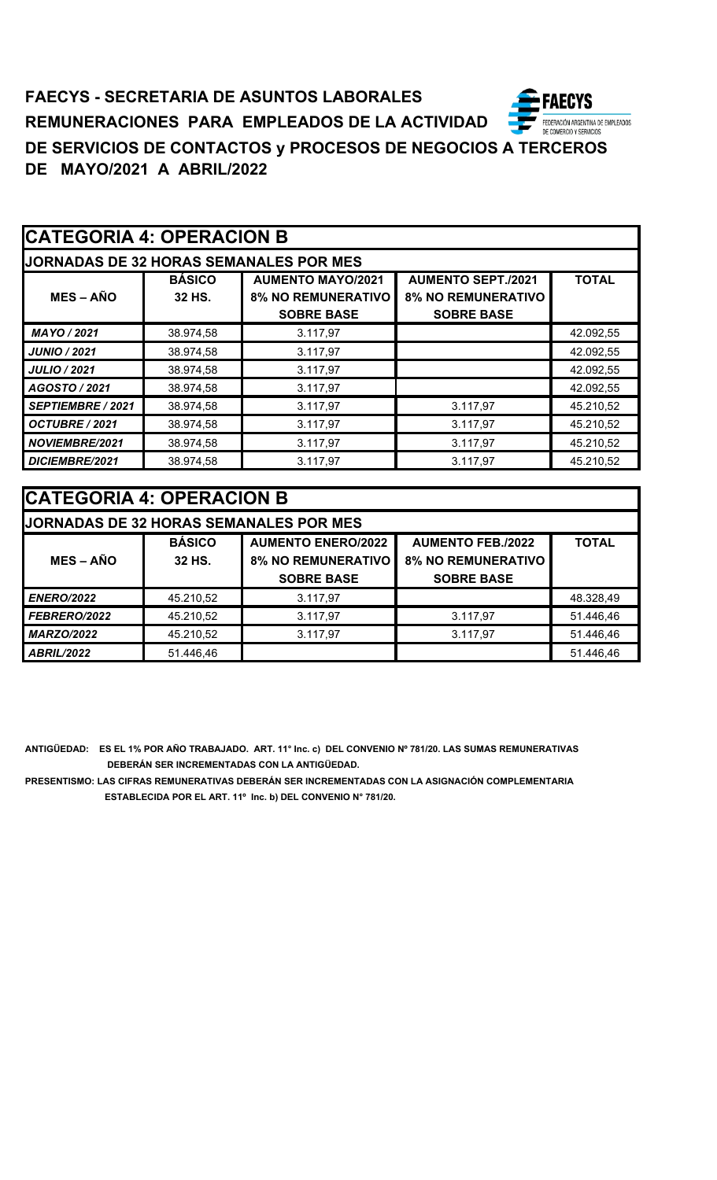**FAECYS - SECRETARIA DE ASUNTOS LABORALES**

**REMUNERACIONES PARA EMPLEADOS DE LA ACTIVIDAD DE SERVICIOS DE CONTACTOS y PROCESOS DE NEGOCIOS A TERCEROS**

**DE MAYO/2021 A ABRIL/2022**

FEDERACIÓN ARGENTINA DE EMPLEADOS DE COMERCIO Y SERVICIOS

## CATEGORIA 4: OPERACION B

**JORNADAS DE 32 HORAS SEMANALES POR MES**

| MES – AÑO | BÁSICO 32 HS. | AUMENTO MAYO/2021 8% NO REMUNERATIVO SOBRE BASE | AUMENTO SEPT./2021 8% NO REMUNERATIVO SOBRE BASE | TOTAL |
|---|---|---|---|---|
| *MAYO / 2021* | 38.974,58 | 3.117,97 | | 42.092,55 |
| *JUNIO / 2021* | 38.974,58 | 3.117,97 | | 42.092,55 |
| *JULIO / 2021* | 38.974,58 | 3.117,97 | | 42.092,55 |
| *AGOSTO / 2021* | 38.974,58 | 3.117,97 | | 42.092,55 |
| *SEPTIEMBRE / 2021* | 38.974,58 | 3.117,97 | 3.117,97 | 45.210,52 |
| *OCTUBRE / 2021* | 38.974,58 | 3.117,97 | 3.117,97 | 45.210,52 |
| *NOVIEMBRE/2021* | 38.974,58 | 3.117,97 | 3.117,97 | 45.210,52 |
| *DICIEMBRE/2021* | 38.974,58 | 3.117,97 | 3.117,97 | 45.210,52 |

## CATEGORIA 4: OPERACION B

**JORNADAS DE 32 HORAS SEMANALES POR MES**

| MES – AÑO | BÁSICO 32 HS. | AUMENTO ENERO/2022 8% NO REMUNERATIVO SOBRE BASE | AUMENTO FEB./2022 8% NO REMUNERATIVO SOBRE BASE | TOTAL |
|---|---|---|---|---|
| *ENERO/2022* | 45.210,52 | 3.117,97 | | 48.328,49 |
| *FEBRERO/2022* | 45.210,52 | 3.117,97 | 3.117,97 | 51.446,46 |
| *MARZO/2022* | 45.210,52 | 3.117,97 | 3.117,97 | 51.446,46 |
| *ABRIL/2022* | 51.446,46 | | | 51.446,46 |

**ANTIGÜEDAD: ES EL 1% POR AÑO TRABAJADO. ART. 11° Inc. c) DEL CONVENIO Nº 781/20. LAS SUMAS REMUNERATIVAS DEBERÁN SER INCREMENTADAS CON LA ANTIGÜEDAD.**

**PRESENTISMO: LAS CIFRAS REMUNERATIVAS DEBERÁN SER INCREMENTADAS CON LA ASIGNACIÓN COMPLEMENTARIA ESTABLECIDA POR EL ART. 11º Inc. b) DEL CONVENIO N° 781/20.**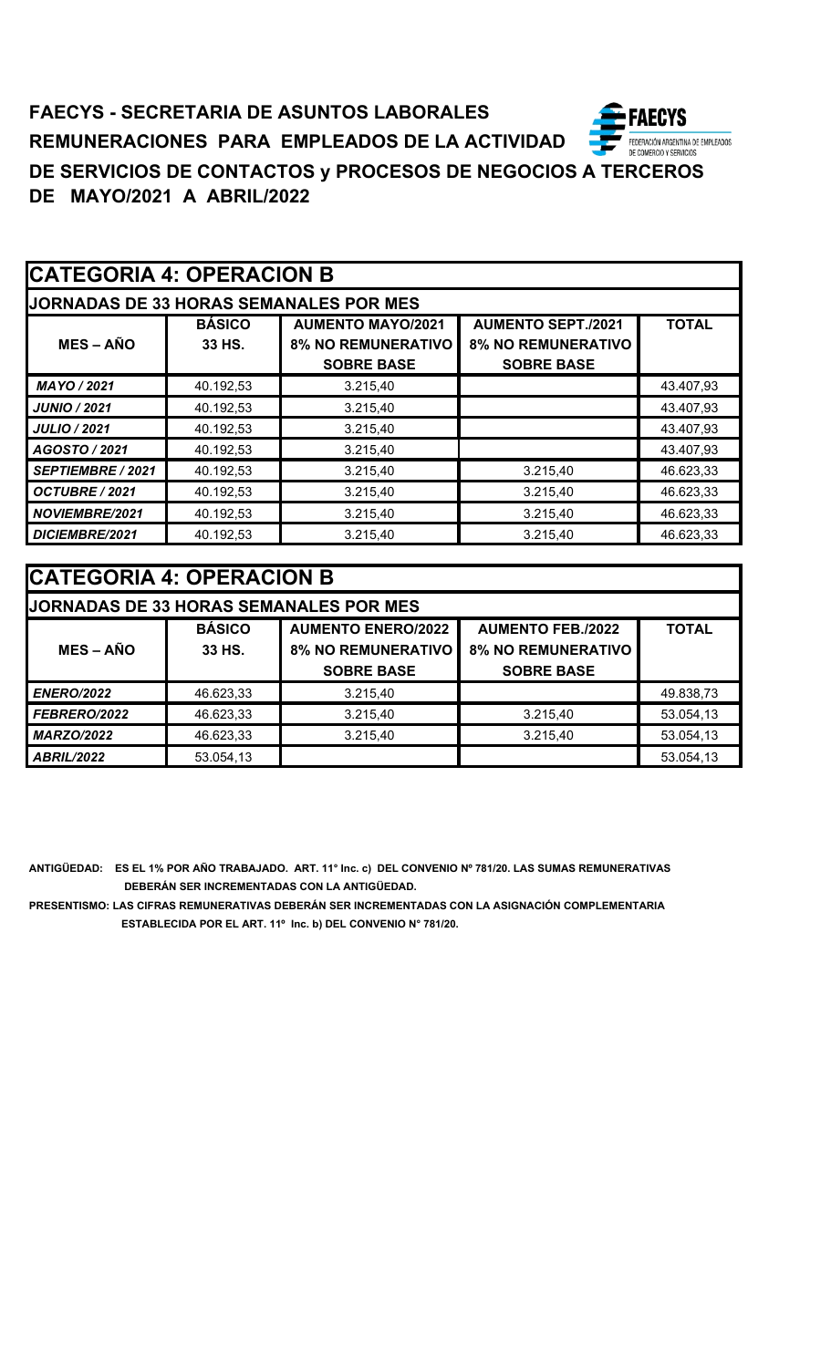**FAECYS - SECRETARIA DE ASUNTOS LABORALES**

**REMUNERACIONES PARA EMPLEADOS DE LA ACTIVIDAD**

**DE SERVICIOS DE CONTACTOS y PROCESOS DE NEGOCIOS A TERCEROS**

**DE MAYO/2021 A ABRIL/2022**

| CATEGORIA 4: OPERACION B | | | | |
|---|---|---|---|---|
| JORNADAS DE 33 HORAS SEMANALES POR MES | | | | |
| MES – AÑO | BÁSICO 33 HS. | AUMENTO MAYO/2021 8% NO REMUNERATIVO SOBRE BASE | AUMENTO SEPT./2021 8% NO REMUNERATIVO SOBRE BASE | TOTAL |
| *MAYO / 2021* | 40.192,53 | 3.215,40 | | 43.407,93 |
| *JUNIO / 2021* | 40.192,53 | 3.215,40 | | 43.407,93 |
| *JULIO / 2021* | 40.192,53 | 3.215,40 | | 43.407,93 |
| *AGOSTO / 2021* | 40.192,53 | 3.215,40 | | 43.407,93 |
| *SEPTIEMBRE / 2021* | 40.192,53 | 3.215,40 | 3.215,40 | 46.623,33 |
| *OCTUBRE / 2021* | 40.192,53 | 3.215,40 | 3.215,40 | 46.623,33 |
| *NOVIEMBRE/2021* | 40.192,53 | 3.215,40 | 3.215,40 | 46.623,33 |
| *DICIEMBRE/2021* | 40.192,53 | 3.215,40 | 3.215,40 | 46.623,33 |

| CATEGORIA 4: OPERACION B | | | | |
|---|---|---|---|---|
| JORNADAS DE 33 HORAS SEMANALES POR MES | | | | |
| MES – AÑO | BÁSICO 33 HS. | AUMENTO ENERO/2022 8% NO REMUNERATIVO SOBRE BASE | AUMENTO FEB./2022 8% NO REMUNERATIVO SOBRE BASE | TOTAL |
| *ENERO/2022* | 46.623,33 | 3.215,40 | | 49.838,73 |
| *FEBRERO/2022* | 46.623,33 | 3.215,40 | 3.215,40 | 53.054,13 |
| *MARZO/2022* | 46.623,33 | 3.215,40 | 3.215,40 | 53.054,13 |
| *ABRIL/2022* | 53.054,13 | | | 53.054,13 |

**ANTIGÜEDAD: ES EL 1% POR AÑO TRABAJADO. ART. 11° Inc. c) DEL CONVENIO Nº 781/20. LAS SUMAS REMUNERATIVAS DEBERÁN SER INCREMENTADAS CON LA ANTIGÜEDAD.**

**PRESENTISMO: LAS CIFRAS REMUNERATIVAS DEBERÁN SER INCREMENTADAS CON LA ASIGNACIÓN COMPLEMENTARIA ESTABLECIDA POR EL ART. 11º Inc. b) DEL CONVENIO N° 781/20.**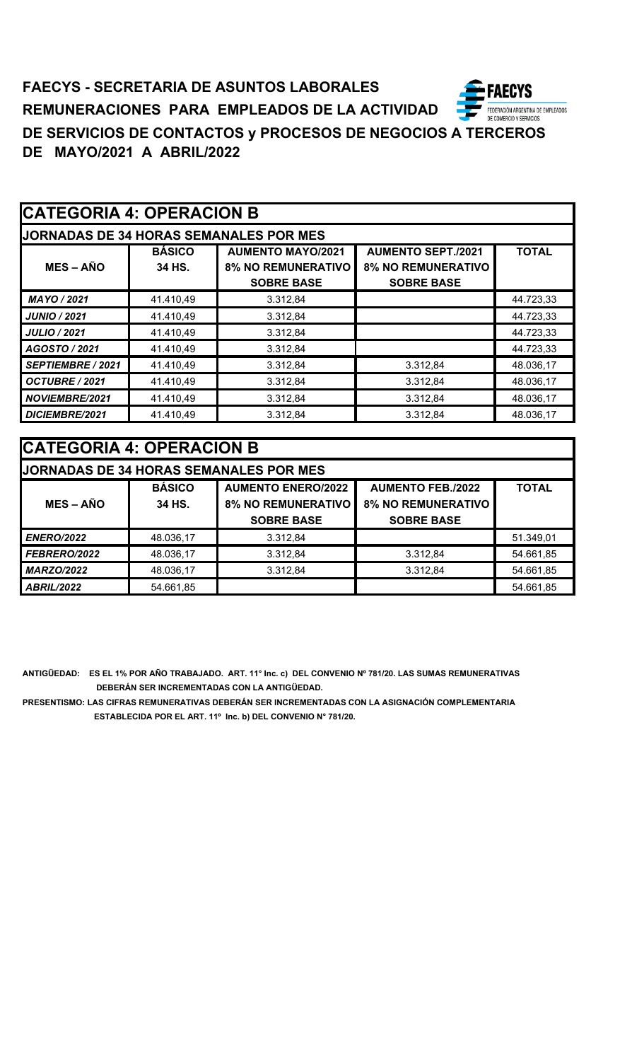**FAECYS - SECRETARIA DE ASUNTOS LABORALES**

**REMUNERACIONES PARA EMPLEADOS DE LA ACTIVIDAD**

**DE SERVICIOS DE CONTACTOS y PROCESOS DE NEGOCIOS A TERCEROS**

**DE MAYO/2021 A ABRIL/2022**

## CATEGORIA 4: OPERACION B

**JORNADAS DE 34 HORAS SEMANALES POR MES**

| MES – AÑO | BÁSICO 34 HS. | AUMENTO MAYO/2021 8% NO REMUNERATIVO SOBRE BASE | AUMENTO SEPT./2021 8% NO REMUNERATIVO SOBRE BASE | TOTAL |
|---|---|---|---|---|
| ***MAYO / 2021*** | 41.410,49 | 3.312,84 | | 44.723,33 |
| ***JUNIO / 2021*** | 41.410,49 | 3.312,84 | | 44.723,33 |
| ***JULIO / 2021*** | 41.410,49 | 3.312,84 | | 44.723,33 |
| ***AGOSTO / 2021*** | 41.410,49 | 3.312,84 | | 44.723,33 |
| ***SEPTIEMBRE / 2021*** | 41.410,49 | 3.312,84 | 3.312,84 | 48.036,17 |
| ***OCTUBRE / 2021*** | 41.410,49 | 3.312,84 | 3.312,84 | 48.036,17 |
| ***NOVIEMBRE/2021*** | 41.410,49 | 3.312,84 | 3.312,84 | 48.036,17 |
| ***DICIEMBRE/2021*** | 41.410,49 | 3.312,84 | 3.312,84 | 48.036,17 |

## CATEGORIA 4: OPERACION B

**JORNADAS DE 34 HORAS SEMANALES POR MES**

| MES – AÑO | BÁSICO 34 HS. | AUMENTO ENERO/2022 8% NO REMUNERATIVO SOBRE BASE | AUMENTO FEB./2022 8% NO REMUNERATIVO SOBRE BASE | TOTAL |
|---|---|---|---|---|
| ***ENERO/2022*** | 48.036,17 | 3.312,84 | | 51.349,01 |
| ***FEBRERO/2022*** | 48.036,17 | 3.312,84 | 3.312,84 | 54.661,85 |
| ***MARZO/2022*** | 48.036,17 | 3.312,84 | 3.312,84 | 54.661,85 |
| ***ABRIL/2022*** | 54.661,85 | | | 54.661,85 |

**ANTIGÜEDAD: ES EL 1% POR AÑO TRABAJADO. ART. 11° Inc. c) DEL CONVENIO Nº 781/20. LAS SUMAS REMUNERATIVAS DEBERÁN SER INCREMENTADAS CON LA ANTIGÜEDAD.**

**PRESENTISMO: LAS CIFRAS REMUNERATIVAS DEBERÁN SER INCREMENTADAS CON LA ASIGNACIÓN COMPLEMENTARIA ESTABLECIDA POR EL ART. 11º Inc. b) DEL CONVENIO N° 781/20.**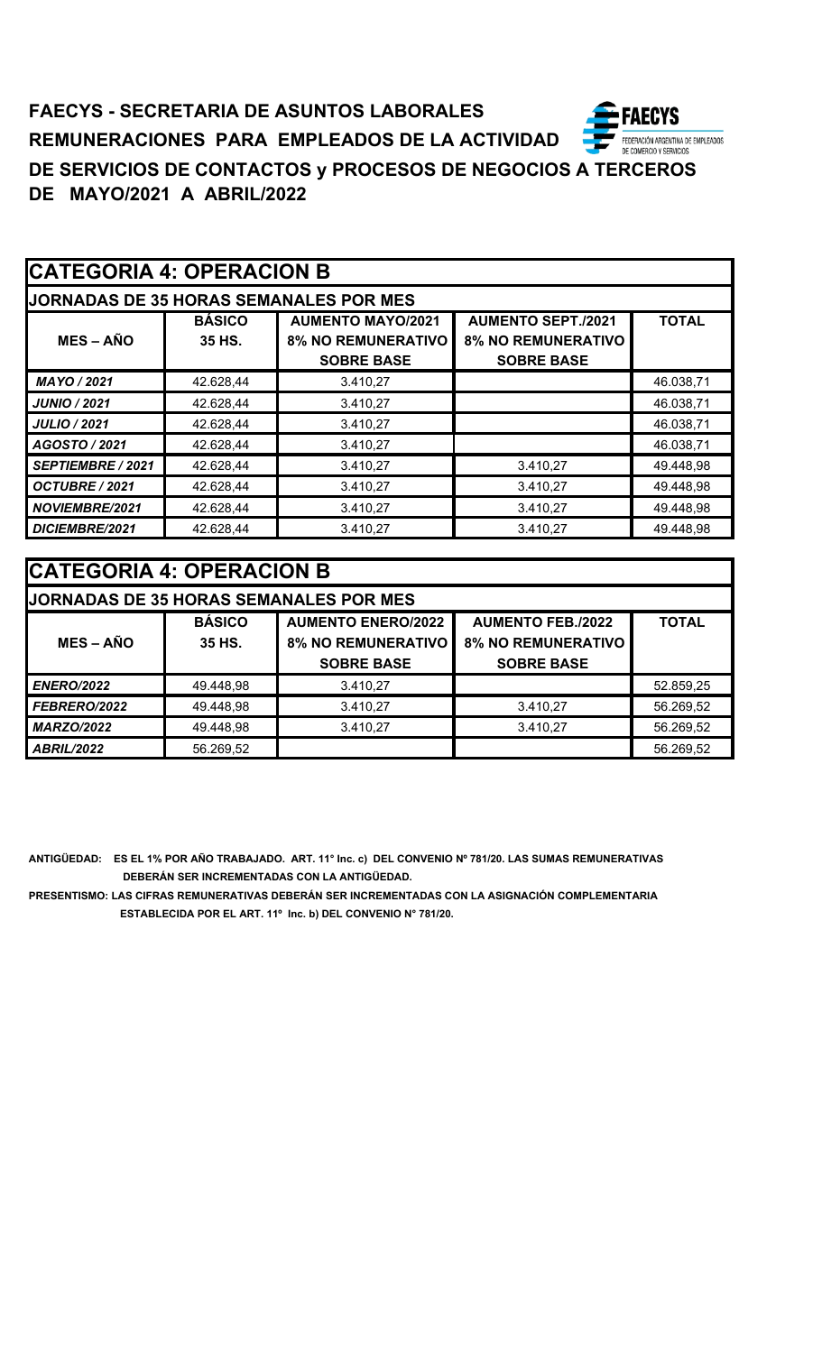# FAECYS - SECRETARIA DE ASUNTOS LABORALES

# REMUNERACIONES PARA EMPLEADOS DE LA ACTIVIDAD DE SERVICIOS DE CONTACTOS y PROCESOS DE NEGOCIOS A TERCEROS DE MAYO/2021 A ABRIL/2022

FAECYS
FEDERACIÓN ARGENTINA DE EMPLEADOS DE COMERCIO Y SERVICIOS

## CATEGORIA 4: OPERACION B

**JORNADAS DE 35 HORAS SEMANALES POR MES**

| MES – AÑO | BÁSICO 35 HS. | AUMENTO MAYO/2021 8% NO REMUNERATIVO SOBRE BASE | AUMENTO SEPT./2021 8% NO REMUNERATIVO SOBRE BASE | TOTAL |
|---|---|---|---|---|
| *MAYO / 2021* | 42.628,44 | 3.410,27 | | 46.038,71 |
| *JUNIO / 2021* | 42.628,44 | 3.410,27 | | 46.038,71 |
| *JULIO / 2021* | 42.628,44 | 3.410,27 | | 46.038,71 |
| *AGOSTO / 2021* | 42.628,44 | 3.410,27 | | 46.038,71 |
| *SEPTIEMBRE / 2021* | 42.628,44 | 3.410,27 | 3.410,27 | 49.448,98 |
| *OCTUBRE / 2021* | 42.628,44 | 3.410,27 | 3.410,27 | 49.448,98 |
| *NOVIEMBRE/2021* | 42.628,44 | 3.410,27 | 3.410,27 | 49.448,98 |
| *DICIEMBRE/2021* | 42.628,44 | 3.410,27 | 3.410,27 | 49.448,98 |

## CATEGORIA 4: OPERACION B

**JORNADAS DE 35 HORAS SEMANALES POR MES**

| MES – AÑO | BÁSICO 35 HS. | AUMENTO ENERO/2022 8% NO REMUNERATIVO SOBRE BASE | AUMENTO FEB./2022 8% NO REMUNERATIVO SOBRE BASE | TOTAL |
|---|---|---|---|---|
| *ENERO/2022* | 49.448,98 | 3.410,27 | | 52.859,25 |
| *FEBRERO/2022* | 49.448,98 | 3.410,27 | 3.410,27 | 56.269,52 |
| *MARZO/2022* | 49.448,98 | 3.410,27 | 3.410,27 | 56.269,52 |
| *ABRIL/2022* | 56.269,52 | | | 56.269,52 |

**ANTIGÜEDAD: ES EL 1% POR AÑO TRABAJADO. ART. 11° Inc. c) DEL CONVENIO Nº 781/20. LAS SUMAS REMUNERATIVAS DEBERÁN SER INCREMENTADAS CON LA ANTIGÜEDAD.**

**PRESENTISMO: LAS CIFRAS REMUNERATIVAS DEBERÁN SER INCREMENTADAS CON LA ASIGNACIÓN COMPLEMENTARIA ESTABLECIDA POR EL ART. 11º Inc. b) DEL CONVENIO N° 781/20.**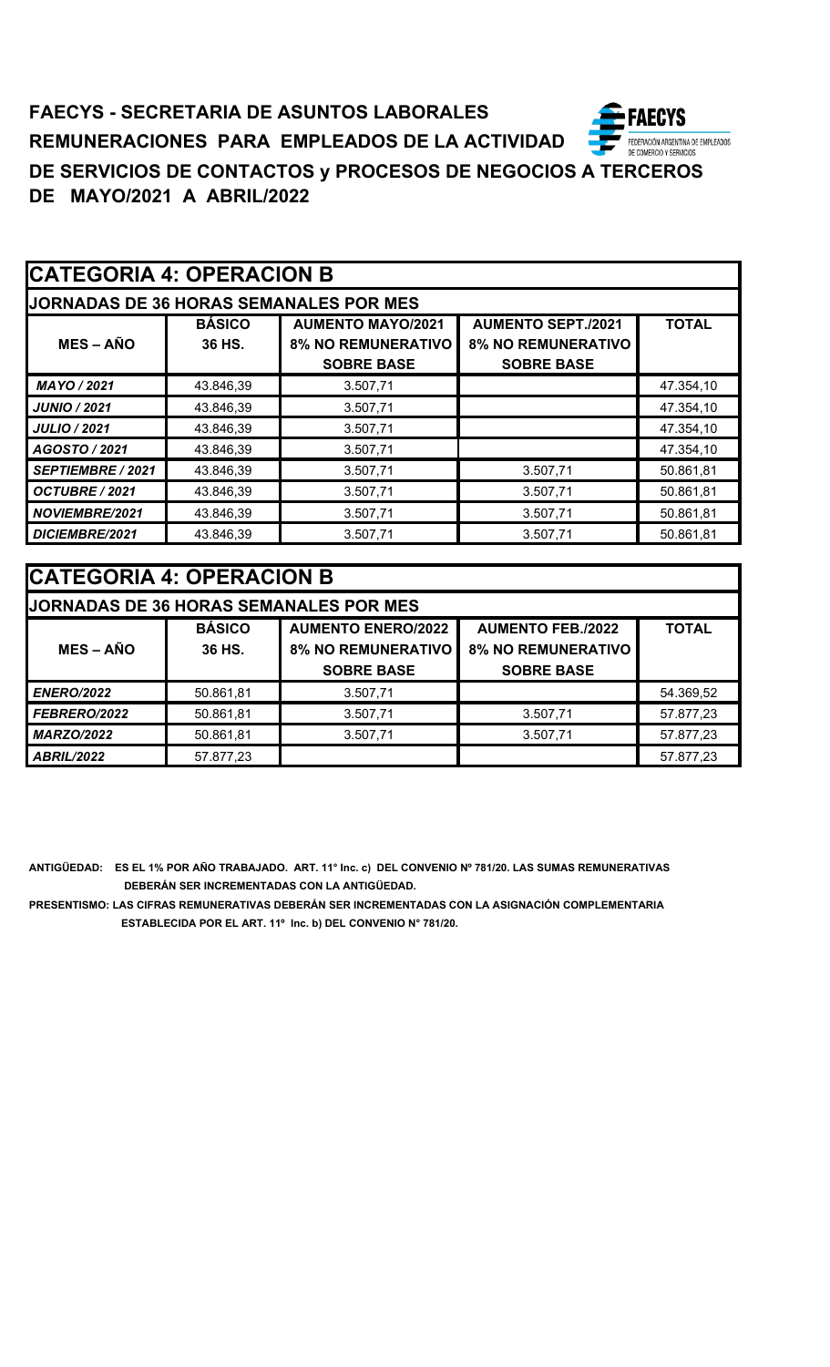**FAECYS - SECRETARIA DE ASUNTOS LABORALES**

**REMUNERACIONES PARA EMPLEADOS DE LA ACTIVIDAD**

**DE SERVICIOS DE CONTACTOS y PROCESOS DE NEGOCIOS A TERCEROS**

**DE MAYO/2021 A ABRIL/2022**

## CATEGORIA 4: OPERACION B

**JORNADAS DE 36 HORAS SEMANALES POR MES**

| MES – AÑO | BÁSICO 36 HS. | AUMENTO MAYO/2021 8% NO REMUNERATIVO SOBRE BASE | AUMENTO SEPT./2021 8% NO REMUNERATIVO SOBRE BASE | TOTAL |
|---|---|---|---|---|
| *MAYO / 2021* | 43.846,39 | 3.507,71 | | 47.354,10 |
| *JUNIO / 2021* | 43.846,39 | 3.507,71 | | 47.354,10 |
| *JULIO / 2021* | 43.846,39 | 3.507,71 | | 47.354,10 |
| *AGOSTO / 2021* | 43.846,39 | 3.507,71 | | 47.354,10 |
| *SEPTIEMBRE / 2021* | 43.846,39 | 3.507,71 | 3.507,71 | 50.861,81 |
| *OCTUBRE / 2021* | 43.846,39 | 3.507,71 | 3.507,71 | 50.861,81 |
| *NOVIEMBRE/2021* | 43.846,39 | 3.507,71 | 3.507,71 | 50.861,81 |
| *DICIEMBRE/2021* | 43.846,39 | 3.507,71 | 3.507,71 | 50.861,81 |

## CATEGORIA 4: OPERACION B

**JORNADAS DE 36 HORAS SEMANALES POR MES**

| MES – AÑO | BÁSICO 36 HS. | AUMENTO ENERO/2022 8% NO REMUNERATIVO SOBRE BASE | AUMENTO FEB./2022 8% NO REMUNERATIVO SOBRE BASE | TOTAL |
|---|---|---|---|---|
| *ENERO/2022* | 50.861,81 | 3.507,71 | | 54.369,52 |
| *FEBRERO/2022* | 50.861,81 | 3.507,71 | 3.507,71 | 57.877,23 |
| *MARZO/2022* | 50.861,81 | 3.507,71 | 3.507,71 | 57.877,23 |
| *ABRIL/2022* | 57.877,23 | | | 57.877,23 |

**ANTIGÜEDAD: ES EL 1% POR AÑO TRABAJADO. ART. 11° Inc. c) DEL CONVENIO Nº 781/20. LAS SUMAS REMUNERATIVAS DEBERÁN SER INCREMENTADAS CON LA ANTIGÜEDAD.**

**PRESENTISMO: LAS CIFRAS REMUNERATIVAS DEBERÁN SER INCREMENTADAS CON LA ASIGNACIÓN COMPLEMENTARIA ESTABLECIDA POR EL ART. 11º Inc. b) DEL CONVENIO N° 781/20.**